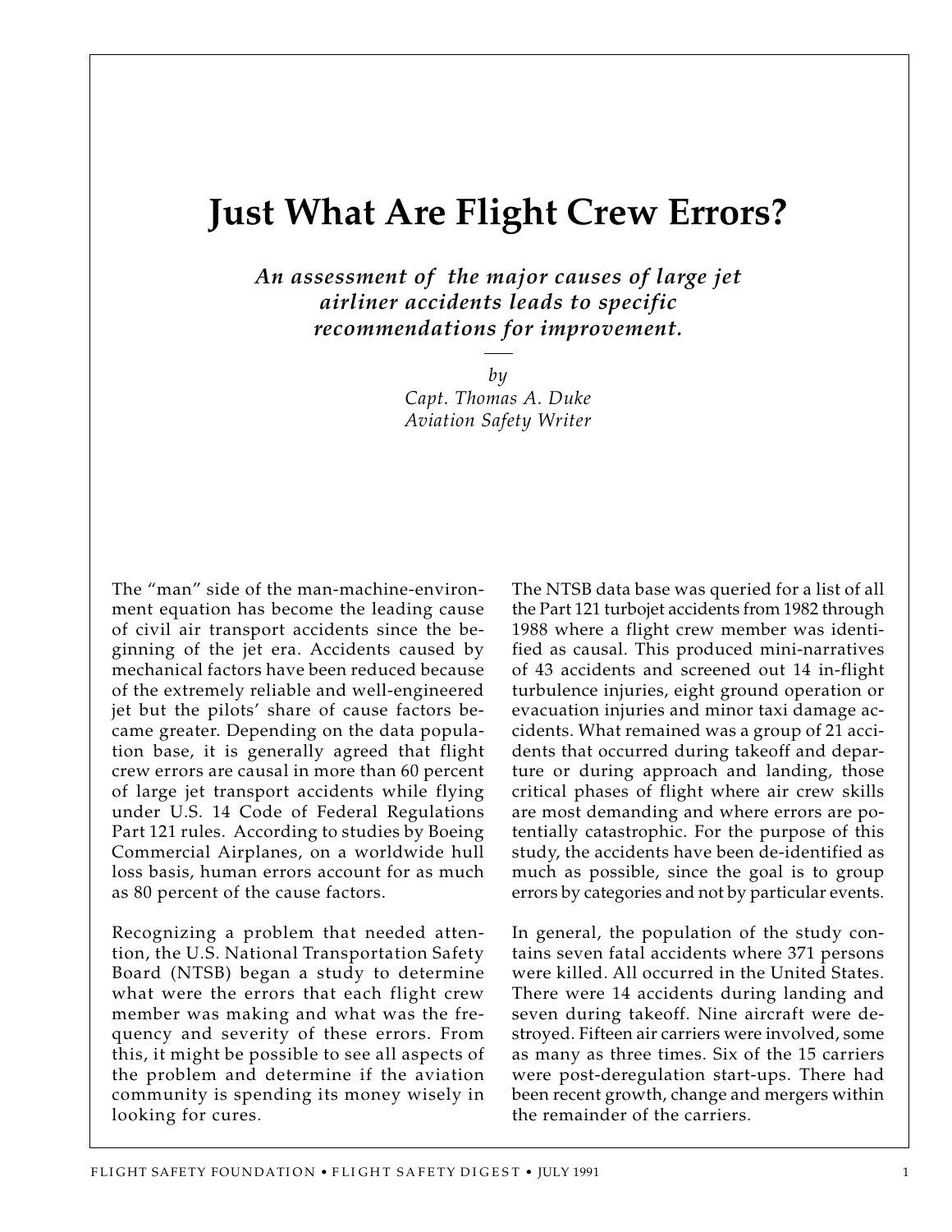# Just What Are Flight Crew Errors?

***An assessment of the major causes of large jet airliner accidents leads to specific recommendations for improvement.***

*by*
*Capt. Thomas A. Duke*
*Aviation Safety Writer*

The "man" side of the man-machine-environment equation has become the leading cause of civil air transport accidents since the beginning of the jet era. Accidents caused by mechanical factors have been reduced because of the extremely reliable and well-engineered jet but the pilots' share of cause factors became greater. Depending on the data population base, it is generally agreed that flight crew errors are causal in more than 60 percent of large jet transport accidents while flying under U.S. 14 Code of Federal Regulations Part 121 rules. According to studies by Boeing Commercial Airplanes, on a worldwide hull loss basis, human errors account for as much as 80 percent of the cause factors.

Recognizing a problem that needed attention, the U.S. National Transportation Safety Board (NTSB) began a study to determine what were the errors that each flight crew member was making and what was the frequency and severity of these errors. From this, it might be possible to see all aspects of the problem and determine if the aviation community is spending its money wisely in looking for cures.

The NTSB data base was queried for a list of all the Part 121 turbojet accidents from 1982 through 1988 where a flight crew member was identified as causal. This produced mini-narratives of 43 accidents and screened out 14 in-flight turbulence injuries, eight ground operation or evacuation injuries and minor taxi damage accidents. What remained was a group of 21 accidents that occurred during takeoff and departure or during approach and landing, those critical phases of flight where air crew skills are most demanding and where errors are potentially catastrophic. For the purpose of this study, the accidents have been de-identified as much as possible, since the goal is to group errors by categories and not by particular events.

In general, the population of the study contains seven fatal accidents where 371 persons were killed. All occurred in the United States. There were 14 accidents during landing and seven during takeoff. Nine aircraft were destroyed. Fifteen air carriers were involved, some as many as three times. Six of the 15 carriers were post-deregulation start-ups. There had been recent growth, change and mergers within the remainder of the carriers.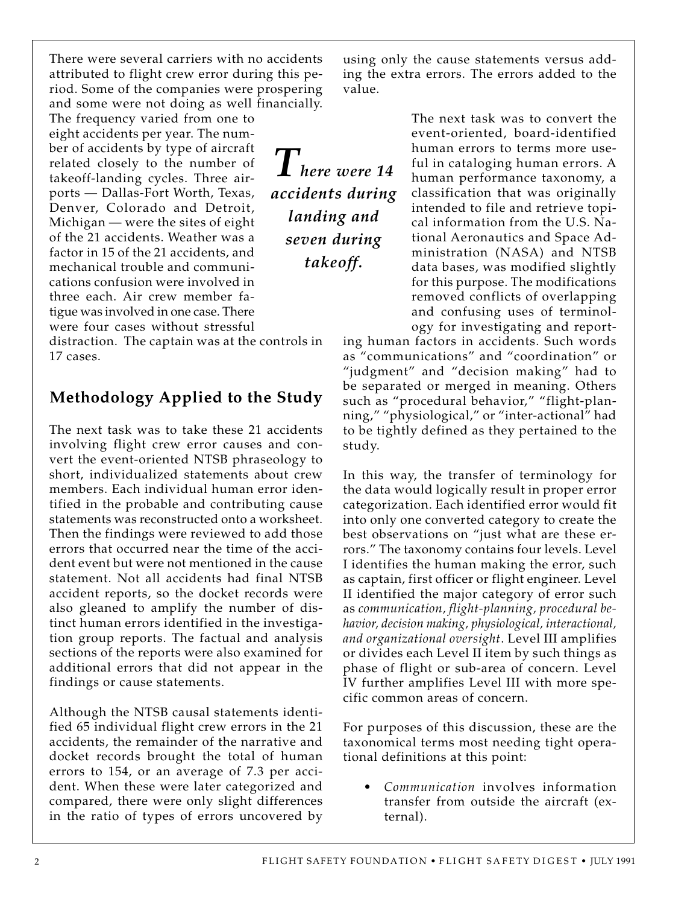There were several carriers with no accidents attributed to flight crew error during this period. Some of the companies were prospering and some were not doing as well financially. The frequency varied from one to eight accidents per year. The number of accidents by type of aircraft related closely to the number of takeoff-landing cycles. Three airports — Dallas-Fort Worth, Texas, Denver, Colorado and Detroit, Michigan — were the sites of eight of the 21 accidents. Weather was a factor in 15 of the 21 accidents, and mechanical trouble and communications confusion were involved in three each. Air crew member fatigue was involved in one case. There were four cases without stressful distraction. The captain was at the controls in 17 cases.

> ***There were 14 accidents during landing and seven during takeoff.***

## Methodology Applied to the Study

The next task was to take these 21 accidents involving flight crew error causes and convert the event-oriented NTSB phraseology to short, individualized statements about crew members. Each individual human error identified in the probable and contributing cause statements was reconstructed onto a worksheet. Then the findings were reviewed to add those errors that occurred near the time of the accident event but were not mentioned in the cause statement. Not all accidents had final NTSB accident reports, so the docket records were also gleaned to amplify the number of distinct human errors identified in the investigation group reports. The factual and analysis sections of the reports were also examined for additional errors that did not appear in the findings or cause statements.

Although the NTSB causal statements identified 65 individual flight crew errors in the 21 accidents, the remainder of the narrative and docket records brought the total of human errors to 154, or an average of 7.3 per accident. When these were later categorized and compared, there were only slight differences in the ratio of types of errors uncovered by using only the cause statements versus adding the extra errors. The errors added to the value.

The next task was to convert the event-oriented, board-identified human errors to terms more useful in cataloging human errors. A human performance taxonomy, a classification that was originally intended to file and retrieve topical information from the U.S. National Aeronautics and Space Administration (NASA) and NTSB data bases, was modified slightly for this purpose. The modifications removed conflicts of overlapping and confusing uses of terminology for investigating and reporting human factors in accidents. Such words as "communications" and "coordination" or "judgment" and "decision making" had to be separated or merged in meaning. Others such as "procedural behavior," "flight-planning," "physiological," or "inter-actional" had to be tightly defined as they pertained to the study.

In this way, the transfer of terminology for the data would logically result in proper error categorization. Each identified error would fit into only one converted category to create the best observations on "just what are these errors." The taxonomy contains four levels. Level I identifies the human making the error, such as captain, first officer or flight engineer. Level II identified the major category of error such as *communication, flight-planning, procedural behavior, decision making, physiological, interactional, and organizational oversight*. Level III amplifies or divides each Level II item by such things as phase of flight or sub-area of concern. Level IV further amplifies Level III with more specific common areas of concern.

For purposes of this discussion, these are the taxonomical terms most needing tight operational definitions at this point:

- *Communication* involves information transfer from outside the aircraft (external).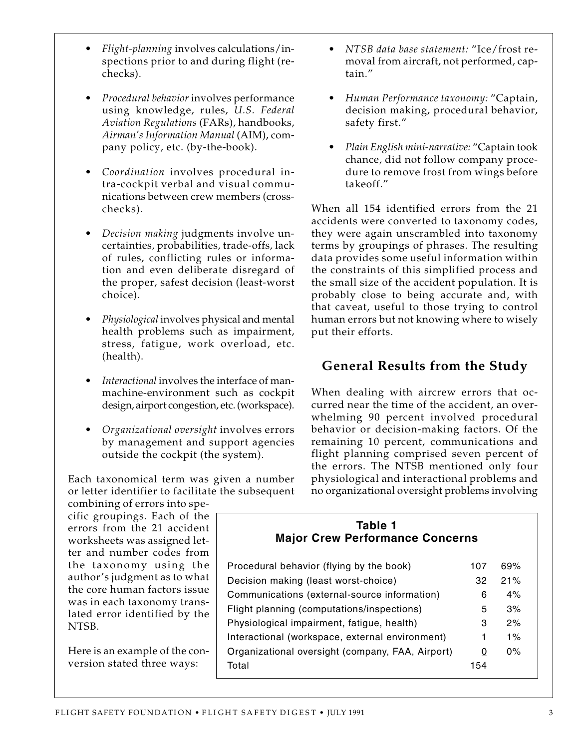- *Flight-planning* involves calculations/inspections prior to and during flight (rechecks).

- *Procedural behavior* involves performance using knowledge, rules, *U.S. Federal Aviation Regulations* (FARs), handbooks, *Airman's Information Manual* (AIM), company policy, etc. (by-the-book).

- *Coordination* involves procedural intra-cockpit verbal and visual communications between crew members (crosschecks).

- *Decision making* judgments involve uncertainties, probabilities, trade-offs, lack of rules, conflicting rules or information and even deliberate disregard of the proper, safest decision (least-worst choice).

- *Physiological* involves physical and mental health problems such as impairment, stress, fatigue, work overload, etc. (health).

- *Interactional* involves the interface of man-machine-environment such as cockpit design, airport congestion, etc. (workspace).

- *Organizational oversight* involves errors by management and support agencies outside the cockpit (the system).

Each taxonomical term was given a number or letter identifier to facilitate the subsequent combining of errors into specific groupings. Each of the errors from the 21 accident worksheets was assigned letter and number codes from the taxonomy using the author's judgment as to what the core human factors issue was in each taxonomy translated error identified by the NTSB.

Here is an example of the conversion stated three ways:

- *NTSB data base statement:* "Ice/frost removal from aircraft, not performed, captain."

- *Human Performance taxonomy:* "Captain, decision making, procedural behavior, safety first."

- *Plain English mini-narrative:* "Captain took chance, did not follow company procedure to remove frost from wings before takeoff."

When all 154 identified errors from the 21 accidents were converted to taxonomy codes, they were again unscrambled into taxonomy terms by groupings of phrases. The resulting data provides some useful information within the constraints of this simplified process and the small size of the accident population. It is probably close to being accurate and, with that caveat, useful to those trying to control human errors but not knowing where to wisely put their efforts.

## General Results from the Study

When dealing with aircrew errors that occurred near the time of the accident, an overwhelming 90 percent involved procedural behavior or decision-making factors. Of the remaining 10 percent, communications and flight planning comprised seven percent of the errors. The NTSB mentioned only four physiological and interactional problems and no organizational oversight problems involving

**Table 1**
**Major Crew Performance Concerns**

| | | |
|---|---|---|
| Procedural behavior (flying by the book) | 107 | 69% |
| Decision making (least worst-choice) | 32 | 21% |
| Communications (external-source information) | 6 | 4% |
| Flight planning (computations/inspections) | 5 | 3% |
| Physiological impairment, fatigue, health) | 3 | 2% |
| Interactional (workspace, external environment) | 1 | 1% |
| Organizational oversight (company, FAA, Airport) | 0 | 0% |
| Total | 154 | |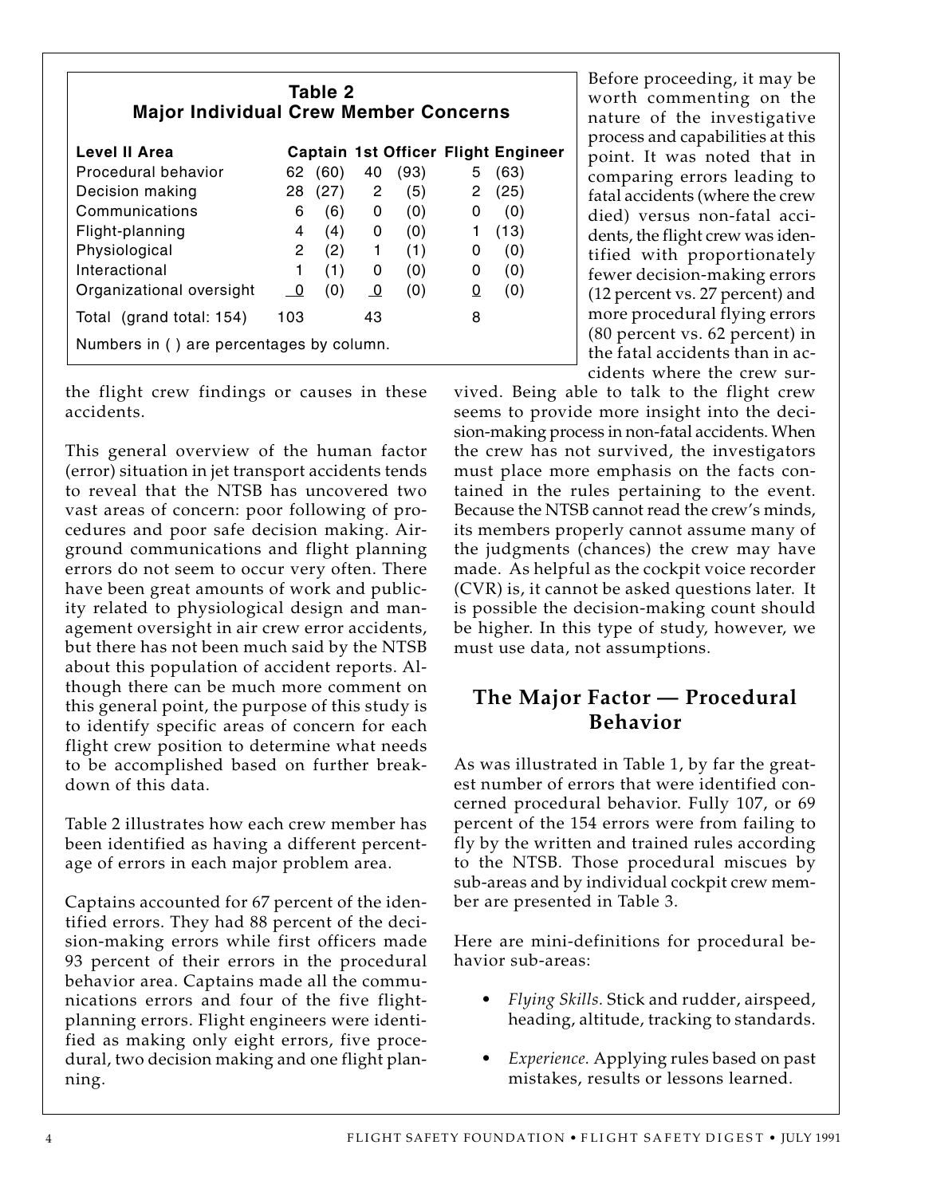**Table 2**
**Major Individual Crew Member Concerns**

| Level II Area | Captain | | 1st Officer | | Flight Engineer | |
|---|---|---|---|---|---|---|
| Procedural behavior | 62 | (60) | 40 | (93) | 5 | (63) |
| Decision making | 28 | (27) | 2 | (5) | 2 | (25) |
| Communications | 6 | (6) | 0 | (0) | 0 | (0) |
| Flight-planning | 4 | (4) | 0 | (0) | 1 | (13) |
| Physiological | 2 | (2) | 1 | (1) | 0 | (0) |
| Interactional | 1 | (1) | 0 | (0) | 0 | (0) |
| Organizational oversight | 0 | (0) | 0 | (0) | 0 | (0) |
| Total (grand total: 154) | 103 | | 43 | | 8 | |

Numbers in ( ) are percentages by column.

the flight crew findings or causes in these accidents.

This general overview of the human factor (error) situation in jet transport accidents tends to reveal that the NTSB has uncovered two vast areas of concern: poor following of procedures and poor safe decision making. Air-ground communications and flight planning errors do not seem to occur very often. There have been great amounts of work and publicity related to physiological design and management oversight in air crew error accidents, but there has not been much said by the NTSB about this population of accident reports. Although there can be much more comment on this general point, the purpose of this study is to identify specific areas of concern for each flight crew position to determine what needs to be accomplished based on further breakdown of this data.

Table 2 illustrates how each crew member has been identified as having a different percentage of errors in each major problem area.

Captains accounted for 67 percent of the identified errors. They had 88 percent of the decision-making errors while first officers made 93 percent of their errors in the procedural behavior area. Captains made all the communications errors and four of the five flight-planning errors. Flight engineers were identified as making only eight errors, five procedural, two decision making and one flight planning.

Before proceeding, it may be worth commenting on the nature of the investigative process and capabilities at this point. It was noted that in comparing errors leading to fatal accidents (where the crew died) versus non-fatal accidents, the flight crew was identified with proportionately fewer decision-making errors (12 percent vs. 27 percent) and more procedural flying errors (80 percent vs. 62 percent) in the fatal accidents than in accidents where the crew survived. Being able to talk to the flight crew seems to provide more insight into the decision-making process in non-fatal accidents. When the crew has not survived, the investigators must place more emphasis on the facts contained in the rules pertaining to the event. Because the NTSB cannot read the crew's minds, its members properly cannot assume many of the judgments (chances) the crew may have made. As helpful as the cockpit voice recorder (CVR) is, it cannot be asked questions later. It is possible the decision-making count should be higher. In this type of study, however, we must use data, not assumptions.

## The Major Factor — Procedural Behavior

As was illustrated in Table 1, by far the greatest number of errors that were identified concerned procedural behavior. Fully 107, or 69 percent of the 154 errors were from failing to fly by the written and trained rules according to the NTSB. Those procedural miscues by sub-areas and by individual cockpit crew member are presented in Table 3.

Here are mini-definitions for procedural behavior sub-areas:

- *Flying Skills.* Stick and rudder, airspeed, heading, altitude, tracking to standards.
- *Experience.* Applying rules based on past mistakes, results or lessons learned.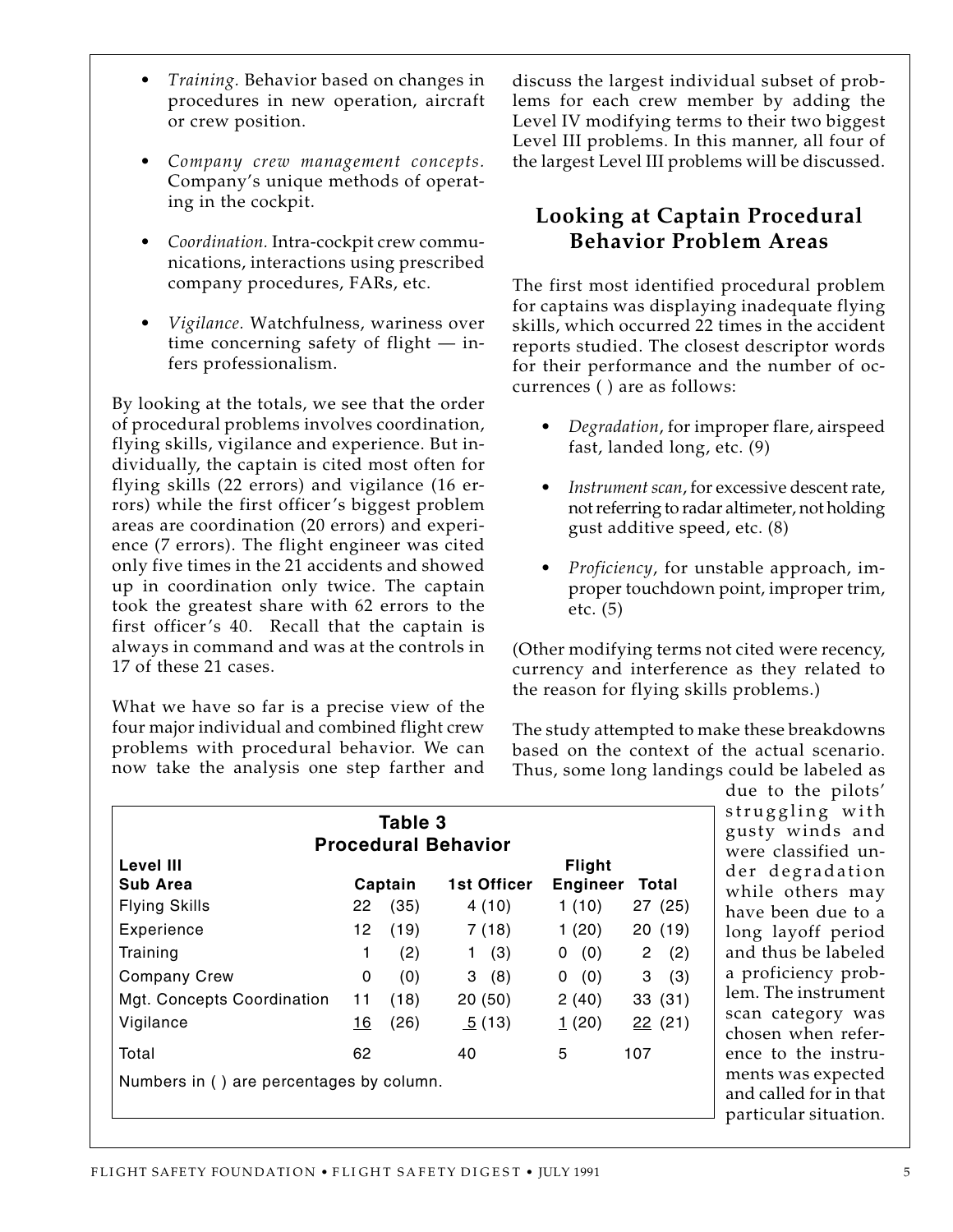- *Training.* Behavior based on changes in procedures in new operation, aircraft or crew position.

- *Company crew management concepts.* Company's unique methods of operating in the cockpit.

- *Coordination.* Intra-cockpit crew communications, interactions using prescribed company procedures, FARs, etc.

- *Vigilance.* Watchfulness, wariness over time concerning safety of flight — infers professionalism.

By looking at the totals, we see that the order of procedural problems involves coordination, flying skills, vigilance and experience. But individually, the captain is cited most often for flying skills (22 errors) and vigilance (16 errors) while the first officer's biggest problem areas are coordination (20 errors) and experience (7 errors). The flight engineer was cited only five times in the 21 accidents and showed up in coordination only twice. The captain took the greatest share with 62 errors to the first officer's 40. Recall that the captain is always in command and was at the controls in 17 of these 21 cases.

What we have so far is a precise view of the four major individual and combined flight crew problems with procedural behavior. We can now take the analysis one step farther and discuss the largest individual subset of problems for each crew member by adding the Level IV modifying terms to their two biggest Level III problems. In this manner, all four of the largest Level III problems will be discussed.

## Looking at Captain Procedural Behavior Problem Areas

The first most identified procedural problem for captains was displaying inadequate flying skills, which occurred 22 times in the accident reports studied. The closest descriptor words for their performance and the number of occurrences ( ) are as follows:

- *Degradation*, for improper flare, airspeed fast, landed long, etc. (9)

- *Instrument scan*, for excessive descent rate, not referring to radar altimeter, not holding gust additive speed, etc. (8)

- *Proficiency*, for unstable approach, improper touchdown point, improper trim, etc. (5)

(Other modifying terms not cited were recency, currency and interference as they related to the reason for flying skills problems.)

The study attempted to make these breakdowns based on the context of the actual scenario. Thus, some long landings could be labeled as due to the pilots' struggling with gusty winds and were classified under degradation while others may have been due to a long layoff period and thus be labeled a proficiency problem. The instrument scan category was chosen when reference to the instruments was expected and called for in that particular situation.

**Table 3**
**Procedural Behavior**

| Level III Sub Area | Captain | 1st Officer | Flight Engineer | Total |
|---|---|---|---|---|
| Flying Skills | 22 (35) | 4 (10) | 1 (10) | 27 (25) |
| Experience | 12 (19) | 7 (18) | 1 (20) | 20 (19) |
| Training | 1 (2) | 1 (3) | 0 (0) | 2 (2) |
| Company Crew | 0 (0) | 3 (8) | 0 (0) | 3 (3) |
| Mgt. Concepts Coordination | 11 (18) | 20 (50) | 2 (40) | 33 (31) |
| Vigilance | 16 (26) | 5 (13) | 1 (20) | 22 (21) |
| Total | 62 | 40 | 5 | 107 |

Numbers in ( ) are percentages by column.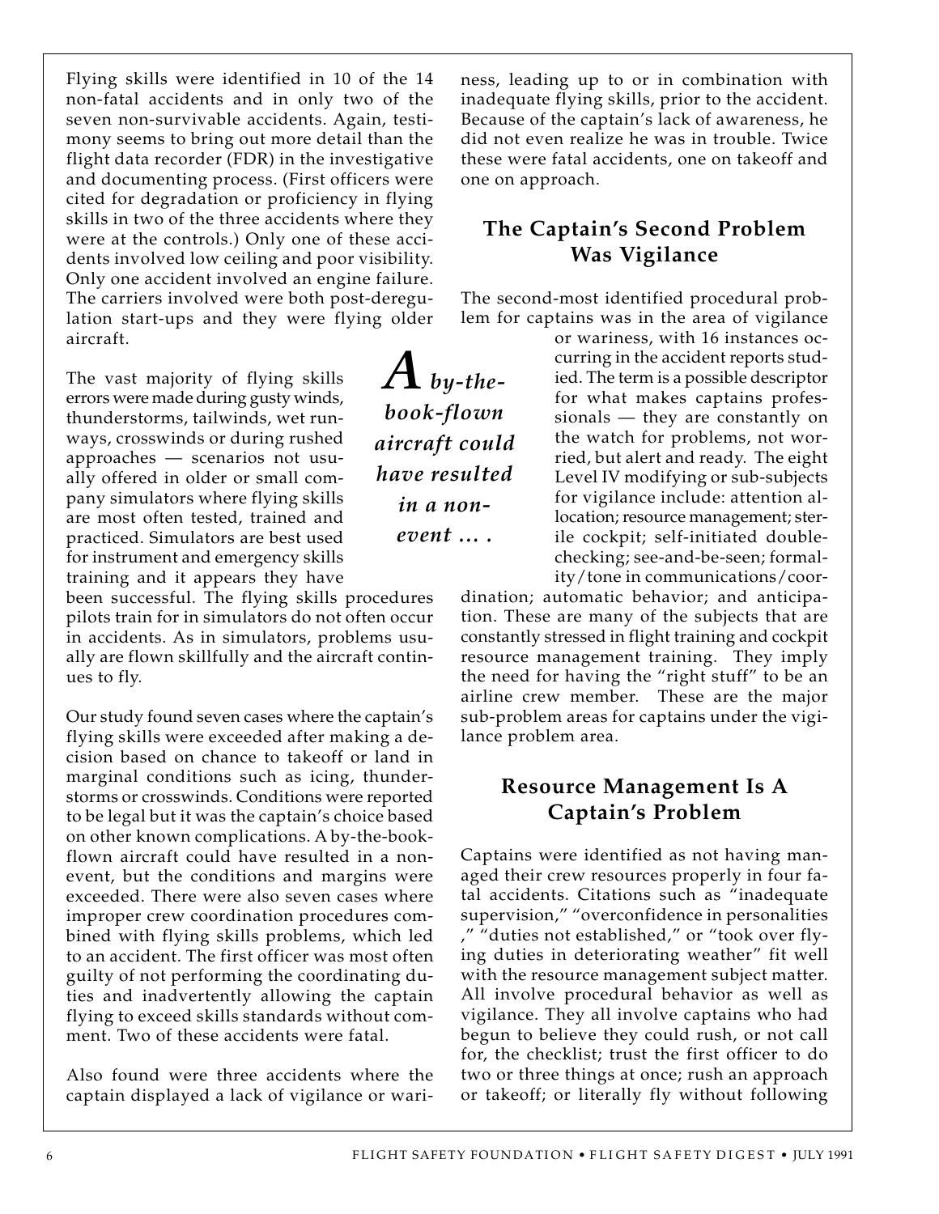Flying skills were identified in 10 of the 14 non-fatal accidents and in only two of the seven non-survivable accidents. Again, testimony seems to bring out more detail than the flight data recorder (FDR) in the investigative and documenting process. (First officers were cited for degradation or proficiency in flying skills in two of the three accidents where they were at the controls.) Only one of these accidents involved low ceiling and poor visibility. Only one accident involved an engine failure. The carriers involved were both post-deregulation start-ups and they were flying older aircraft.

The vast majority of flying skills errors were made during gusty winds, thunderstorms, tailwinds, wet runways, crosswinds or during rushed approaches — scenarios not usually offered in older or small company simulators where flying skills are most often tested, trained and practiced. Simulators are best used for instrument and emergency skills training and it appears they have been successful. The flying skills procedures pilots train for in simulators do not often occur in accidents. As in simulators, problems usually are flown skillfully and the aircraft continues to fly.

*A by-the-book-flown aircraft could have resulted in a non-event ... .*

Our study found seven cases where the captain's flying skills were exceeded after making a decision based on chance to takeoff or land in marginal conditions such as icing, thunderstorms or crosswinds. Conditions were reported to be legal but it was the captain's choice based on other known complications. A by-the-book-flown aircraft could have resulted in a non-event, but the conditions and margins were exceeded. There were also seven cases where improper crew coordination procedures combined with flying skills problems, which led to an accident. The first officer was most often guilty of not performing the coordinating duties and inadvertently allowing the captain flying to exceed skills standards without comment. Two of these accidents were fatal.

Also found were three accidents where the captain displayed a lack of vigilance or wariness, leading up to or in combination with inadequate flying skills, prior to the accident. Because of the captain's lack of awareness, he did not even realize he was in trouble. Twice these were fatal accidents, one on takeoff and one on approach.

## The Captain's Second Problem Was Vigilance

The second-most identified procedural problem for captains was in the area of vigilance or wariness, with 16 instances occurring in the accident reports studied. The term is a possible descriptor for what makes captains professionals — they are constantly on the watch for problems, not worried, but alert and ready. The eight Level IV modifying or sub-subjects for vigilance include: attention allocation; resource management; sterile cockpit; self-initiated double-checking; see-and-be-seen; formality/tone in communications/coordination; automatic behavior; and anticipation. These are many of the subjects that are constantly stressed in flight training and cockpit resource management training. They imply the need for having the "right stuff" to be an airline crew member. These are the major sub-problem areas for captains under the vigilance problem area.

## Resource Management Is A Captain's Problem

Captains were identified as not having managed their crew resources properly in four fatal accidents. Citations such as "inadequate supervision," "overconfidence in personalities ," "duties not established," or "took over flying duties in deteriorating weather" fit well with the resource management subject matter. All involve procedural behavior as well as vigilance. They all involve captains who had begun to believe they could rush, or not call for, the checklist; trust the first officer to do two or three things at once; rush an approach or takeoff; or literally fly without following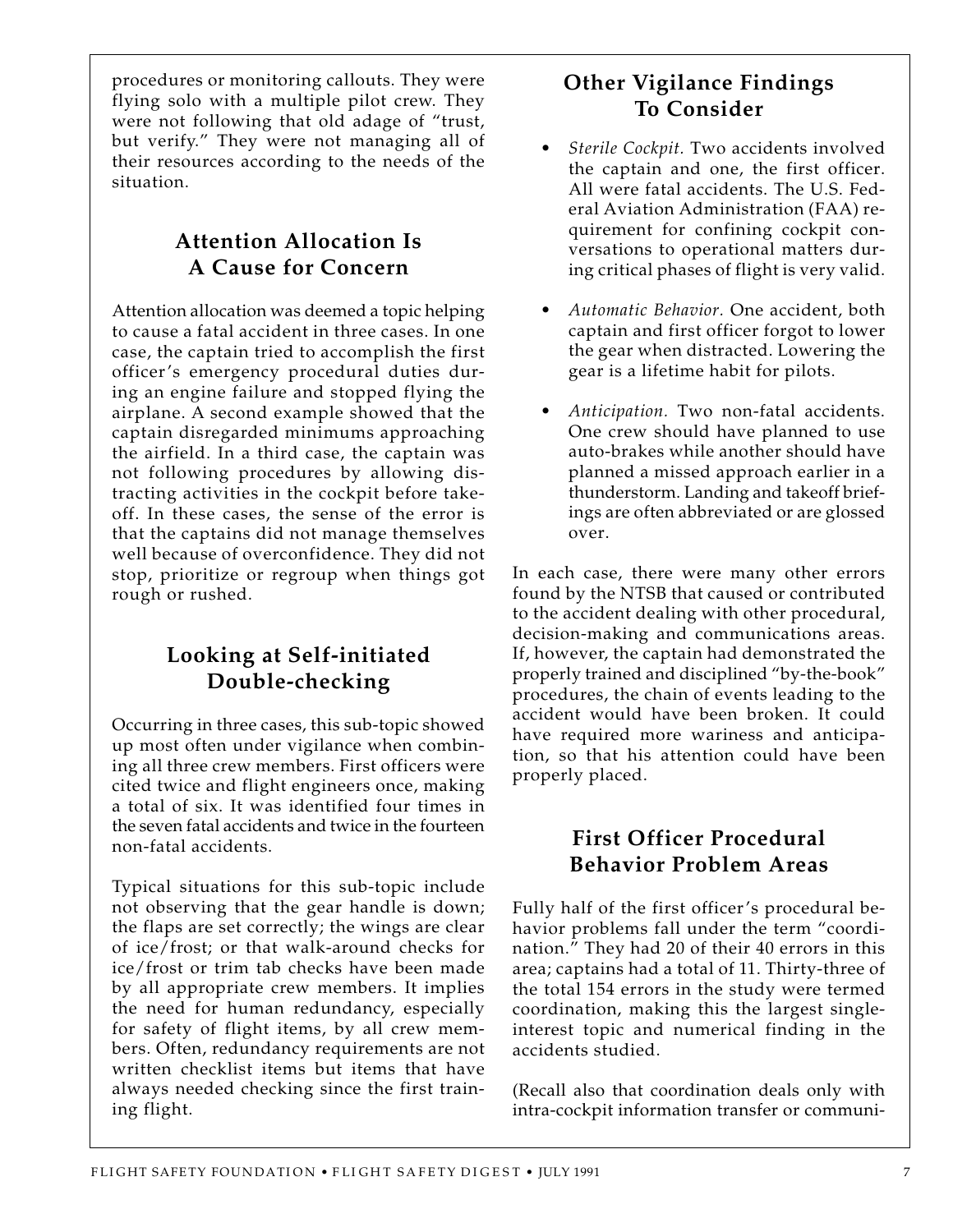procedures or monitoring callouts. They were flying solo with a multiple pilot crew. They were not following that old adage of "trust, but verify." They were not managing all of their resources according to the needs of the situation.

## Attention Allocation Is A Cause for Concern

Attention allocation was deemed a topic helping to cause a fatal accident in three cases. In one case, the captain tried to accomplish the first officer's emergency procedural duties during an engine failure and stopped flying the airplane. A second example showed that the captain disregarded minimums approaching the airfield. In a third case, the captain was not following procedures by allowing distracting activities in the cockpit before takeoff. In these cases, the sense of the error is that the captains did not manage themselves well because of overconfidence. They did not stop, prioritize or regroup when things got rough or rushed.

## Looking at Self-initiated Double-checking

Occurring in three cases, this sub-topic showed up most often under vigilance when combining all three crew members. First officers were cited twice and flight engineers once, making a total of six. It was identified four times in the seven fatal accidents and twice in the fourteen non-fatal accidents.

Typical situations for this sub-topic include not observing that the gear handle is down; the flaps are set correctly; the wings are clear of ice/frost; or that walk-around checks for ice/frost or trim tab checks have been made by all appropriate crew members. It implies the need for human redundancy, especially for safety of flight items, by all crew members. Often, redundancy requirements are not written checklist items but items that have always needed checking since the first training flight.

## Other Vigilance Findings To Consider

- *Sterile Cockpit.* Two accidents involved the captain and one, the first officer. All were fatal accidents. The U.S. Federal Aviation Administration (FAA) requirement for confining cockpit conversations to operational matters during critical phases of flight is very valid.
- *Automatic Behavior.* One accident, both captain and first officer forgot to lower the gear when distracted. Lowering the gear is a lifetime habit for pilots.
- *Anticipation.* Two non-fatal accidents. One crew should have planned to use auto-brakes while another should have planned a missed approach earlier in a thunderstorm. Landing and takeoff briefings are often abbreviated or are glossed over.

In each case, there were many other errors found by the NTSB that caused or contributed to the accident dealing with other procedural, decision-making and communications areas. If, however, the captain had demonstrated the properly trained and disciplined "by-the-book" procedures, the chain of events leading to the accident would have been broken. It could have required more wariness and anticipation, so that his attention could have been properly placed.

## First Officer Procedural Behavior Problem Areas

Fully half of the first officer's procedural behavior problems fall under the term "coordination." They had 20 of their 40 errors in this area; captains had a total of 11. Thirty-three of the total 154 errors in the study were termed coordination, making this the largest single-interest topic and numerical finding in the accidents studied.

(Recall also that coordination deals only with intra-cockpit information transfer or communi-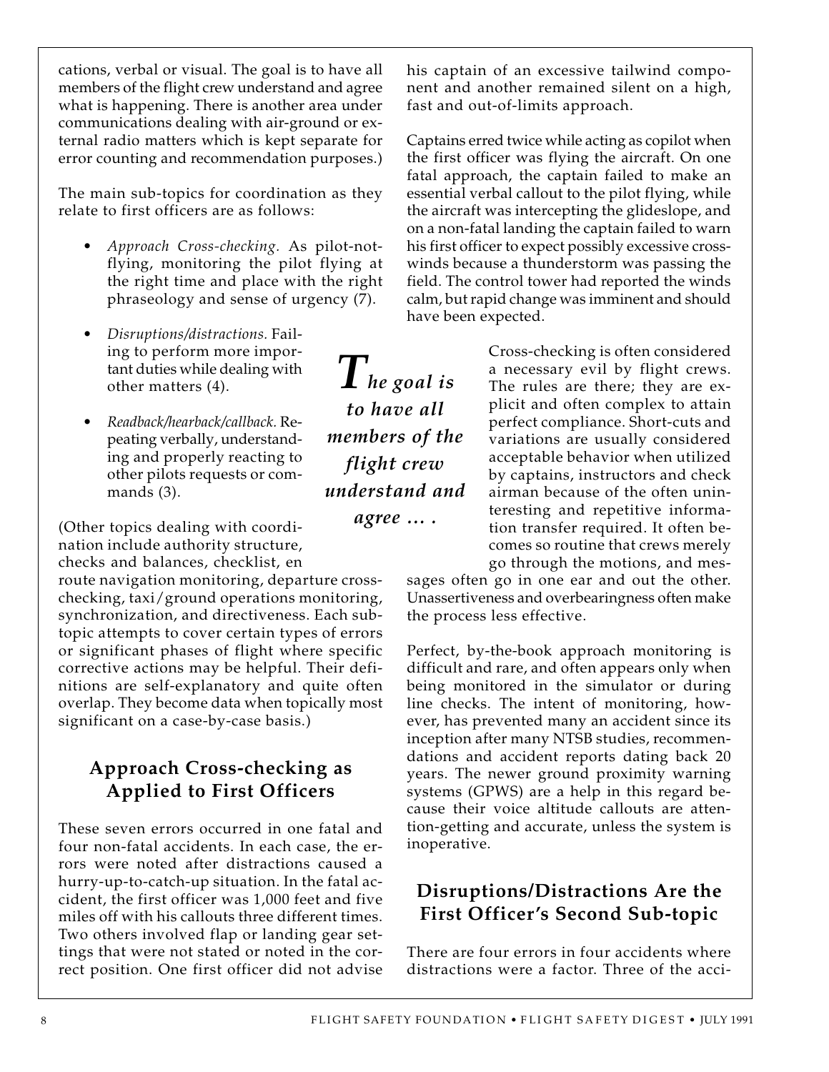cations, verbal or visual. The goal is to have all members of the flight crew understand and agree what is happening. There is another area under communications dealing with air-ground or external radio matters which is kept separate for error counting and recommendation purposes.)

The main sub-topics for coordination as they relate to first officers are as follows:

- *Approach Cross-checking.* As pilot-not-flying, monitoring the pilot flying at the right time and place with the right phraseology and sense of urgency (7).
- *Disruptions/distractions.* Failing to perform more important duties while dealing with other matters (4).
- *Readback/hearback/callback.* Repeating verbally, understanding and properly reacting to other pilots requests or commands (3).

(Other topics dealing with coordination include authority structure, checks and balances, checklist, en route navigation monitoring, departure cross-checking, taxi/ground operations monitoring, synchronization, and directiveness. Each sub-topic attempts to cover certain types of errors or significant phases of flight where specific corrective actions may be helpful. Their definitions are self-explanatory and quite often overlap. They become data when topically most significant on a case-by-case basis.)

## Approach Cross-checking as Applied to First Officers

These seven errors occurred in one fatal and four non-fatal accidents. In each case, the errors were noted after distractions caused a hurry-up-to-catch-up situation. In the fatal accident, the first officer was 1,000 feet and five miles off with his callouts three different times. Two others involved flap or landing gear settings that were not stated or noted in the correct position. One first officer did not advise his captain of an excessive tailwind component and another remained silent on a high, fast and out-of-limits approach.

Captains erred twice while acting as copilot when the first officer was flying the aircraft. On one fatal approach, the captain failed to make an essential verbal callout to the pilot flying, while the aircraft was intercepting the glideslope, and on a non-fatal landing the captain failed to warn his first officer to expect possibly excessive crosswinds because a thunderstorm was passing the field. The control tower had reported the winds calm, but rapid change was imminent and should have been expected.

> ***The goal is to have all members of the flight crew understand and agree … .***

Cross-checking is often considered a necessary evil by flight crews. The rules are there; they are explicit and often complex to attain perfect compliance. Short-cuts and variations are usually considered acceptable behavior when utilized by captains, instructors and check airman because of the often uninteresting and repetitive information transfer required. It often becomes so routine that crews merely go through the motions, and messages often go in one ear and out the other. Unassertiveness and overbearingness often make the process less effective.

Perfect, by-the-book approach monitoring is difficult and rare, and often appears only when being monitored in the simulator or during line checks. The intent of monitoring, however, has prevented many an accident since its inception after many NTSB studies, recommendations and accident reports dating back 20 years. The newer ground proximity warning systems (GPWS) are a help in this regard because their voice altitude callouts are attention-getting and accurate, unless the system is inoperative.

## Disruptions/Distractions Are the First Officer's Second Sub-topic

There are four errors in four accidents where distractions were a factor. Three of the acci-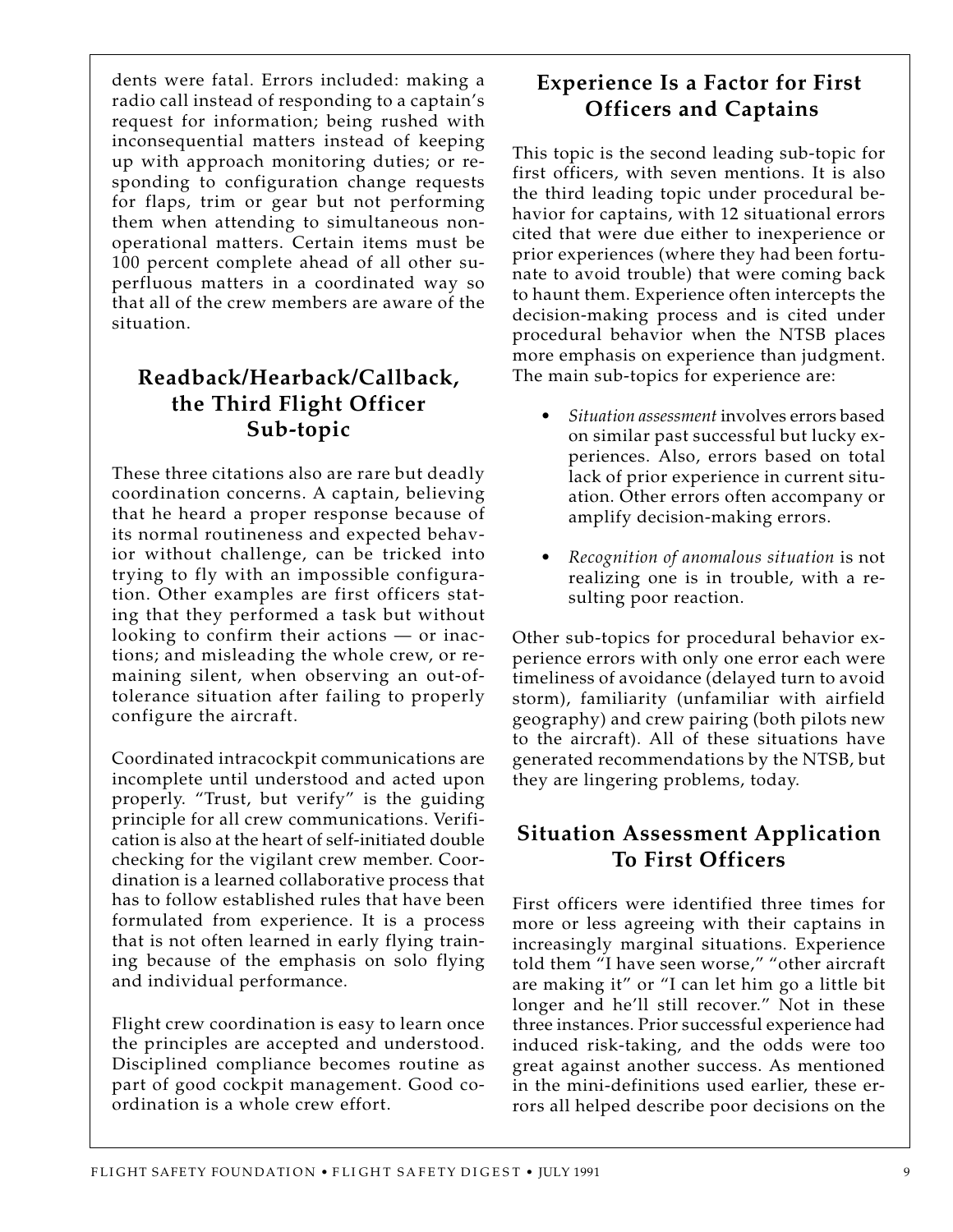dents were fatal. Errors included: making a radio call instead of responding to a captain's request for information; being rushed with inconsequential matters instead of keeping up with approach monitoring duties; or responding to configuration change requests for flaps, trim or gear but not performing them when attending to simultaneous non-operational matters. Certain items must be 100 percent complete ahead of all other superfluous matters in a coordinated way so that all of the crew members are aware of the situation.

## Readback/Hearback/Callback, the Third Flight Officer Sub-topic

These three citations also are rare but deadly coordination concerns. A captain, believing that he heard a proper response because of its normal routineness and expected behavior without challenge, can be tricked into trying to fly with an impossible configuration. Other examples are first officers stating that they performed a task but without looking to confirm their actions — or inactions; and misleading the whole crew, or remaining silent, when observing an out-of-tolerance situation after failing to properly configure the aircraft.

Coordinated intracockpit communications are incomplete until understood and acted upon properly. "Trust, but verify" is the guiding principle for all crew communications. Verification is also at the heart of self-initiated double checking for the vigilant crew member. Coordination is a learned collaborative process that has to follow established rules that have been formulated from experience. It is a process that is not often learned in early flying training because of the emphasis on solo flying and individual performance.

Flight crew coordination is easy to learn once the principles are accepted and understood. Disciplined compliance becomes routine as part of good cockpit management. Good coordination is a whole crew effort.

## Experience Is a Factor for First Officers and Captains

This topic is the second leading sub-topic for first officers, with seven mentions. It is also the third leading topic under procedural behavior for captains, with 12 situational errors cited that were due either to inexperience or prior experiences (where they had been fortunate to avoid trouble) that were coming back to haunt them. Experience often intercepts the decision-making process and is cited under procedural behavior when the NTSB places more emphasis on experience than judgment. The main sub-topics for experience are:

- *Situation assessment* involves errors based on similar past successful but lucky experiences. Also, errors based on total lack of prior experience in current situation. Other errors often accompany or amplify decision-making errors.

- *Recognition of anomalous situation* is not realizing one is in trouble, with a resulting poor reaction.

Other sub-topics for procedural behavior experience errors with only one error each were timeliness of avoidance (delayed turn to avoid storm), familiarity (unfamiliar with airfield geography) and crew pairing (both pilots new to the aircraft). All of these situations have generated recommendations by the NTSB, but they are lingering problems, today.

## Situation Assessment Application To First Officers

First officers were identified three times for more or less agreeing with their captains in increasingly marginal situations. Experience told them "I have seen worse," "other aircraft are making it" or "I can let him go a little bit longer and he'll still recover." Not in these three instances. Prior successful experience had induced risk-taking, and the odds were too great against another success. As mentioned in the mini-definitions used earlier, these errors all helped describe poor decisions on the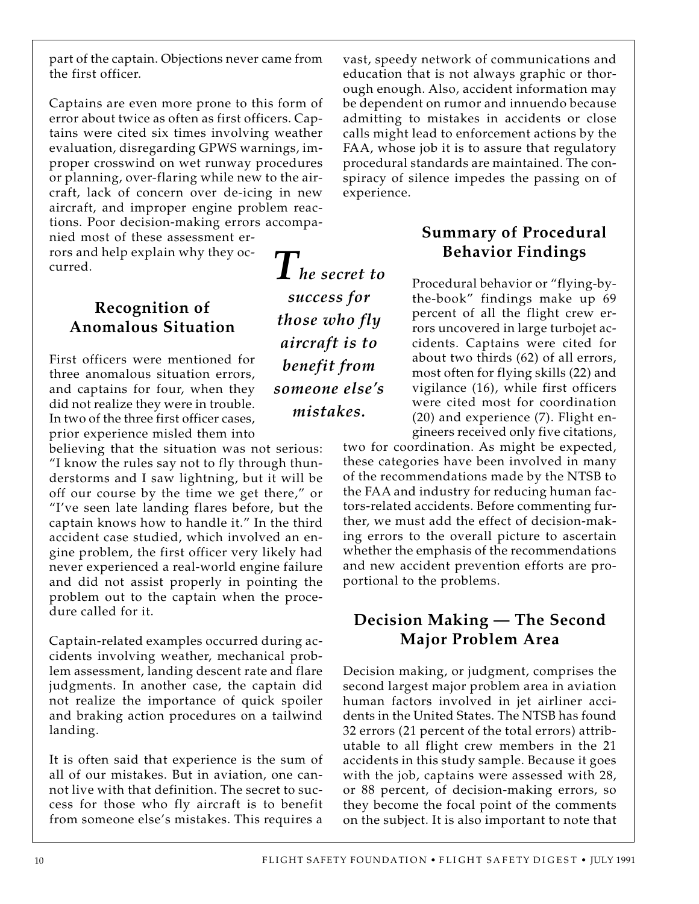part of the captain. Objections never came from the first officer.

Captains are even more prone to this form of error about twice as often as first officers. Captains were cited six times involving weather evaluation, disregarding GPWS warnings, improper crosswind on wet runway procedures or planning, over-flaring while new to the aircraft, lack of concern over de-icing in new aircraft, and improper engine problem reactions. Poor decision-making errors accompanied most of these assessment errors and help explain why they occurred.

## Recognition of Anomalous Situation

First officers were mentioned for three anomalous situation errors, and captains for four, when they did not realize they were in trouble. In two of the three first officer cases, prior experience misled them into believing that the situation was not serious: "I know the rules say not to fly through thunderstorms and I saw lightning, but it will be off our course by the time we get there," or "I've seen late landing flares before, but the captain knows how to handle it." In the third accident case studied, which involved an engine problem, the first officer very likely had never experienced a real-world engine failure and did not assist properly in pointing the problem out to the captain when the procedure called for it.

Captain-related examples occurred during accidents involving weather, mechanical problem assessment, landing descent rate and flare judgments. In another case, the captain did not realize the importance of quick spoiler and braking action procedures on a tailwind landing.

It is often said that experience is the sum of all of our mistakes. But in aviation, one cannot live with that definition. The secret to success for those who fly aircraft is to benefit from someone else's mistakes. This requires a vast, speedy network of communications and education that is not always graphic or thorough enough. Also, accident information may be dependent on rumor and innuendo because admitting to mistakes in accidents or close calls might lead to enforcement actions by the FAA, whose job it is to assure that regulatory procedural standards are maintained. The conspiracy of silence impedes the passing on of experience.

> ***The secret to success for those who fly aircraft is to benefit from someone else's mistakes.***

## Summary of Procedural Behavior Findings

Procedural behavior or "flying-by-the-book" findings make up 69 percent of all the flight crew errors uncovered in large turbojet accidents. Captains were cited for about two thirds (62) of all errors, most often for flying skills (22) and vigilance (16), while first officers were cited most for coordination (20) and experience (7). Flight engineers received only five citations, two for coordination. As might be expected, these categories have been involved in many of the recommendations made by the NTSB to the FAA and industry for reducing human factors-related accidents. Before commenting further, we must add the effect of decision-making errors to the overall picture to ascertain whether the emphasis of the recommendations and new accident prevention efforts are proportional to the problems.

## Decision Making — The Second Major Problem Area

Decision making, or judgment, comprises the second largest major problem area in aviation human factors involved in jet airliner accidents in the United States. The NTSB has found 32 errors (21 percent of the total errors) attributable to all flight crew members in the 21 accidents in this study sample. Because it goes with the job, captains were assessed with 28, or 88 percent, of decision-making errors, so they become the focal point of the comments on the subject. It is also important to note that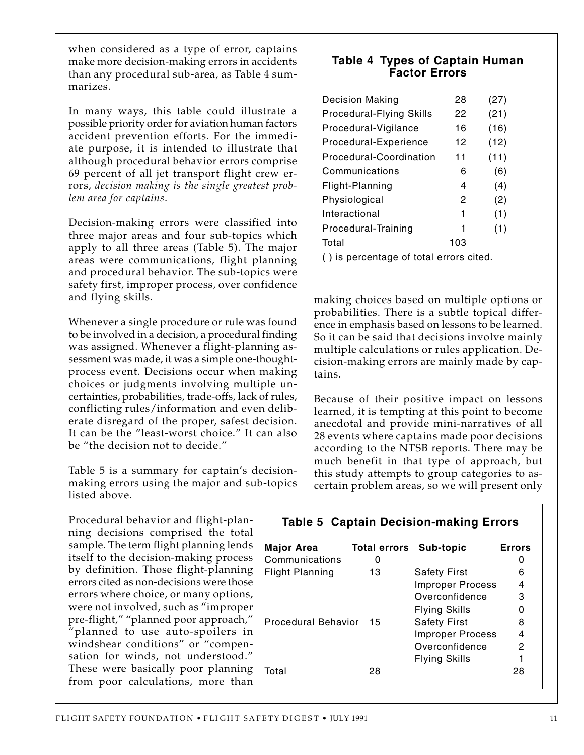when considered as a type of error, captains make more decision-making errors in accidents than any procedural sub-area, as Table 4 summarizes.

**Table 4 Types of Captain Human Factor Errors**

| | | |
|---|---|---|
| Decision Making | 28 | (27) |
| Procedural-Flying Skills | 22 | (21) |
| Procedural-Vigilance | 16 | (16) |
| Procedural-Experience | 12 | (12) |
| Procedural-Coordination | 11 | (11) |
| Communications | 6 | (6) |
| Flight-Planning | 4 | (4) |
| Physiological | 2 | (2) |
| Interactional | 1 | (1) |
| Procedural-Training | 1 | (1) |
| Total | 103 | |

( ) is percentage of total errors cited.

In many ways, this table could illustrate a possible priority order for aviation human factors accident prevention efforts. For the immediate purpose, it is intended to illustrate that although procedural behavior errors comprise 69 percent of all jet transport flight crew errors, *decision making is the single greatest problem area for captains*.

Decision-making errors were classified into three major areas and four sub-topics which apply to all three areas (Table 5). The major areas were communications, flight planning and procedural behavior. The sub-topics were safety first, improper process, over confidence and flying skills.

Whenever a single procedure or rule was found to be involved in a decision, a procedural finding was assigned. Whenever a flight-planning assessment was made, it was a simple one-thought-process event. Decisions occur when making choices or judgments involving multiple uncertainties, probabilities, trade-offs, lack of rules, conflicting rules/information and even deliberate disregard of the proper, safest decision. It can be the "least-worst choice." It can also be "the decision not to decide."

Table 5 is a summary for captain's decision-making errors using the major and sub-topics listed above.

Procedural behavior and flight-planning decisions comprised the total sample. The term flight planning lends itself to the decision-making process by definition. Those flight-planning errors cited as non-decisions were those errors where choice, or many options, were not involved, such as "improper pre-flight," "planned poor approach," "planned to use auto-spoilers in windshear conditions" or "compensation for winds, not understood." These were basically poor planning from poor calculations, more than making choices based on multiple options or probabilities. There is a subtle topical difference in emphasis based on lessons to be learned. So it can be said that decisions involve mainly multiple calculations or rules application. Decision-making errors are mainly made by captains.

**Table 5 Captain Decision-making Errors**

| Major Area | Total errors | Sub-topic | Errors |
|---|---|---|---|
| Communications | 0 | | 0 |
| Flight Planning | 13 | Safety First | 6 |
| | | Improper Process | 4 |
| | | Overconfidence | 3 |
| | | Flying Skills | 0 |
| Procedural Behavior | 15 | Safety First | 8 |
| | | Improper Process | 4 |
| | | Overconfidence | 2 |
| | | Flying Skills | 1 |
| Total | 28 | | 28 |

Because of their positive impact on lessons learned, it is tempting at this point to become anecdotal and provide mini-narratives of all 28 events where captains made poor decisions according to the NTSB reports. There may be much benefit in that type of approach, but this study attempts to group categories to ascertain problem areas, so we will present only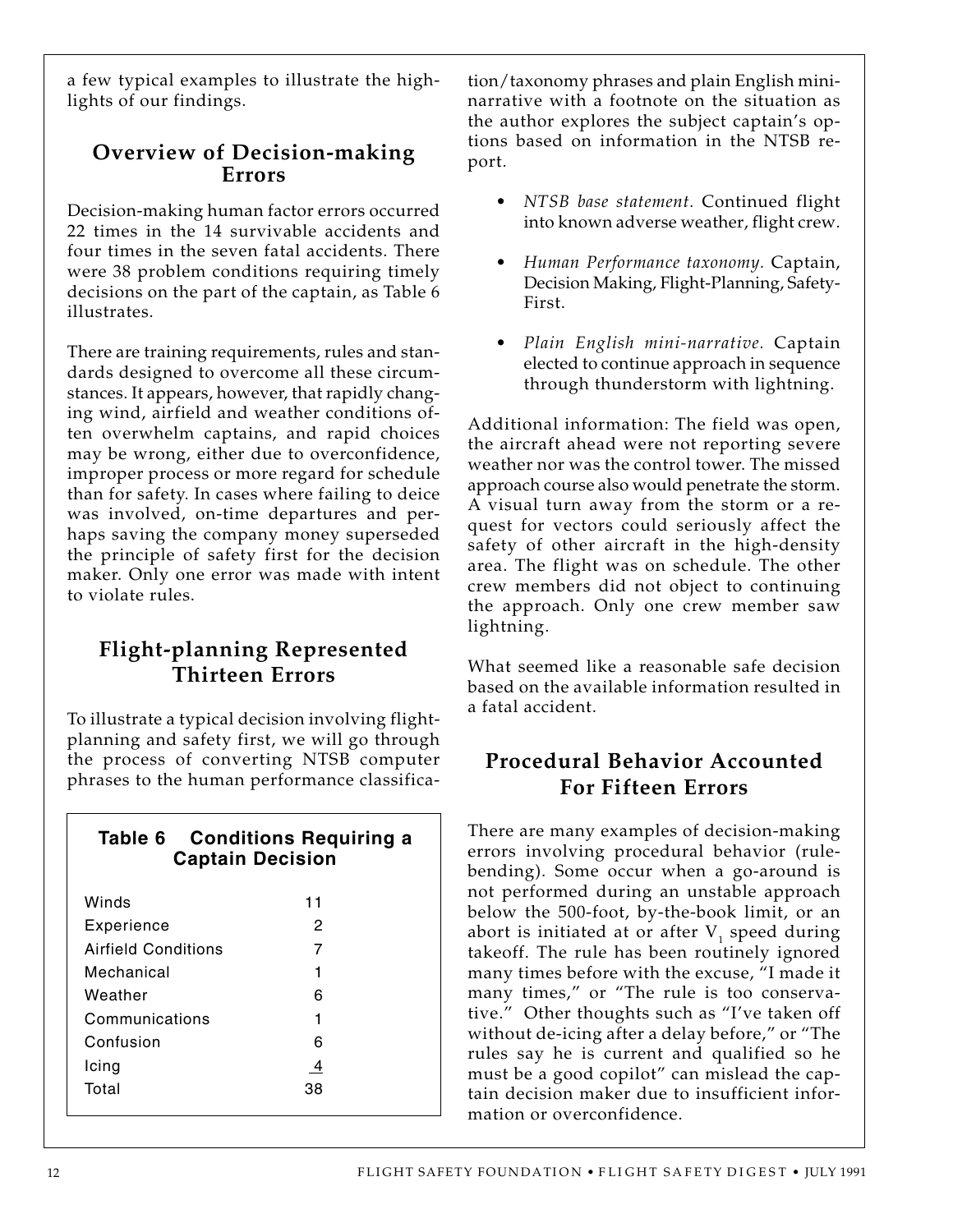a few typical examples to illustrate the highlights of our findings.

## Overview of Decision-making Errors

Decision-making human factor errors occurred 22 times in the 14 survivable accidents and four times in the seven fatal accidents. There were 38 problem conditions requiring timely decisions on the part of the captain, as Table 6 illustrates.

There are training requirements, rules and standards designed to overcome all these circumstances. It appears, however, that rapidly changing wind, airfield and weather conditions often overwhelm captains, and rapid choices may be wrong, either due to overconfidence, improper process or more regard for schedule than for safety. In cases where failing to deice was involved, on-time departures and perhaps saving the company money superseded the principle of safety first for the decision maker. Only one error was made with intent to violate rules.

## Flight-planning Represented Thirteen Errors

To illustrate a typical decision involving flight-planning and safety first, we will go through the process of converting NTSB computer phrases to the human performance classification/taxonomy phrases and plain English mini-narrative with a footnote on the situation as the author explores the subject captain's options based on information in the NTSB report.

**Table 6 Conditions Requiring a Captain Decision**

| Condition | Number |
|---|---|
| Winds | 11 |
| Experience | 2 |
| Airfield Conditions | 7 |
| Mechanical | 1 |
| Weather | 6 |
| Communications | 1 |
| Confusion | 6 |
| Icing | 4 |
| Total | 38 |

- *NTSB base statement.* Continued flight into known adverse weather, flight crew.
- *Human Performance taxonomy.* Captain, Decision Making, Flight-Planning, Safety-First.
- *Plain English mini-narrative.* Captain elected to continue approach in sequence through thunderstorm with lightning.

Additional information: The field was open, the aircraft ahead were not reporting severe weather nor was the control tower. The missed approach course also would penetrate the storm. A visual turn away from the storm or a request for vectors could seriously affect the safety of other aircraft in the high-density area. The flight was on schedule. The other crew members did not object to continuing the approach. Only one crew member saw lightning.

What seemed like a reasonable safe decision based on the available information resulted in a fatal accident.

## Procedural Behavior Accounted For Fifteen Errors

There are many examples of decision-making errors involving procedural behavior (rule-bending). Some occur when a go-around is not performed during an unstable approach below the 500-foot, by-the-book limit, or an abort is initiated at or after $V_1$ speed during takeoff. The rule has been routinely ignored many times before with the excuse, "I made it many times," or "The rule is too conservative." Other thoughts such as "I've taken off without de-icing after a delay before," or "The rules say he is current and qualified so he must be a good copilot" can mislead the captain decision maker due to insufficient information or overconfidence.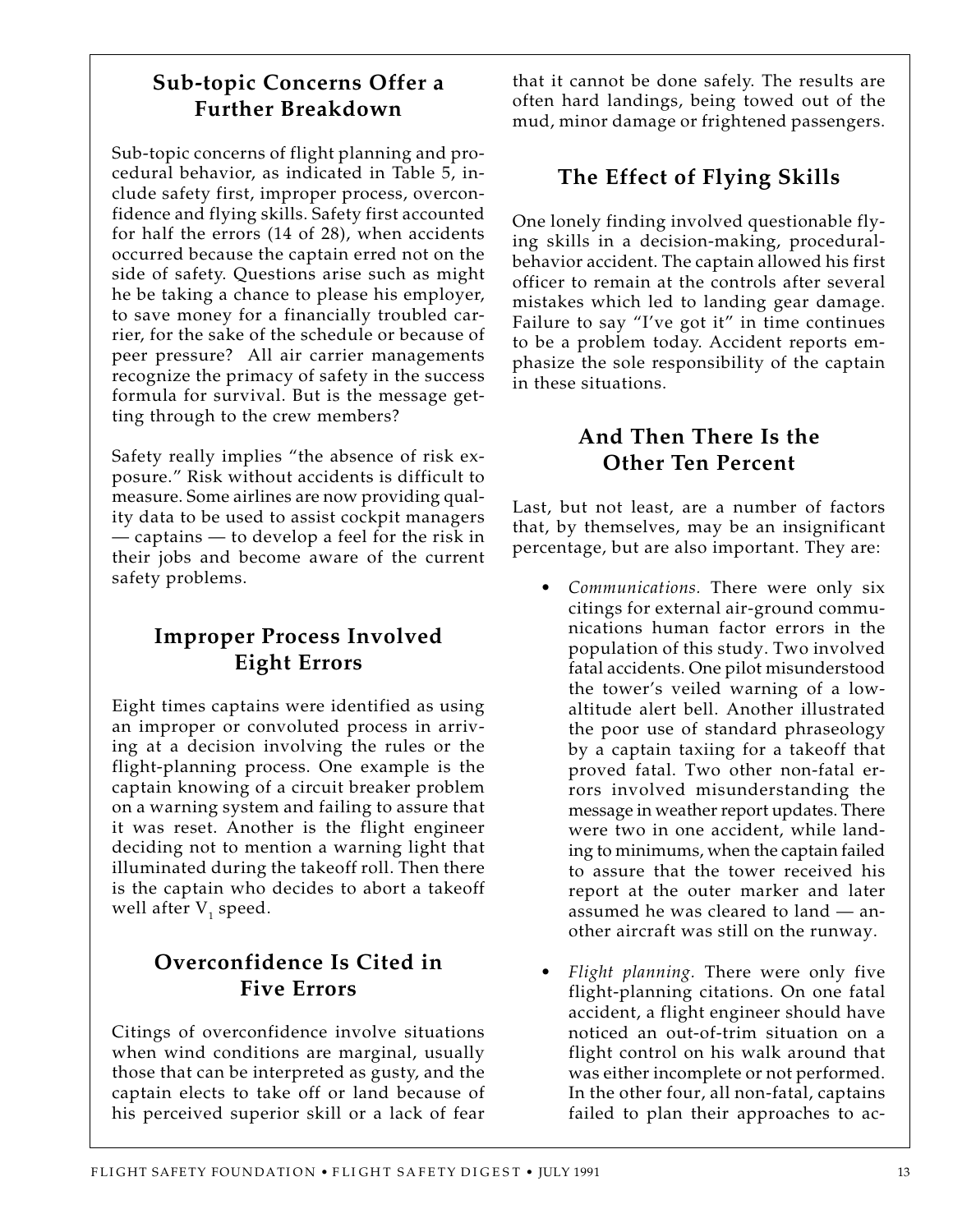## Sub-topic Concerns Offer a Further Breakdown

Sub-topic concerns of flight planning and procedural behavior, as indicated in Table 5, include safety first, improper process, overconfidence and flying skills. Safety first accounted for half the errors (14 of 28), when accidents occurred because the captain erred not on the side of safety. Questions arise such as might he be taking a chance to please his employer, to save money for a financially troubled carrier, for the sake of the schedule or because of peer pressure? All air carrier managements recognize the primacy of safety in the success formula for survival. But is the message getting through to the crew members?

Safety really implies "the absence of risk exposure." Risk without accidents is difficult to measure. Some airlines are now providing quality data to be used to assist cockpit managers — captains — to develop a feel for the risk in their jobs and become aware of the current safety problems.

## Improper Process Involved Eight Errors

Eight times captains were identified as using an improper or convoluted process in arriving at a decision involving the rules or the flight-planning process. One example is the captain knowing of a circuit breaker problem on a warning system and failing to assure that it was reset. Another is the flight engineer deciding not to mention a warning light that illuminated during the takeoff roll. Then there is the captain who decides to abort a takeoff well after $V_1$ speed.

## Overconfidence Is Cited in Five Errors

Citings of overconfidence involve situations when wind conditions are marginal, usually those that can be interpreted as gusty, and the captain elects to take off or land because of his perceived superior skill or a lack of fear that it cannot be done safely. The results are often hard landings, being towed out of the mud, minor damage or frightened passengers.

## The Effect of Flying Skills

One lonely finding involved questionable flying skills in a decision-making, procedural-behavior accident. The captain allowed his first officer to remain at the controls after several mistakes which led to landing gear damage. Failure to say "I've got it" in time continues to be a problem today. Accident reports emphasize the sole responsibility of the captain in these situations.

## And Then There Is the Other Ten Percent

Last, but not least, are a number of factors that, by themselves, may be an insignificant percentage, but are also important. They are:

- *Communications.* There were only six citings for external air-ground communications human factor errors in the population of this study. Two involved fatal accidents. One pilot misunderstood the tower's veiled warning of a low-altitude alert bell. Another illustrated the poor use of standard phraseology by a captain taxiing for a takeoff that proved fatal. Two other non-fatal errors involved misunderstanding the message in weather report updates. There were two in one accident, while landing to minimums, when the captain failed to assure that the tower received his report at the outer marker and later assumed he was cleared to land — another aircraft was still on the runway.

- *Flight planning.* There were only five flight-planning citations. On one fatal accident, a flight engineer should have noticed an out-of-trim situation on a flight control on his walk around that was either incomplete or not performed. In the other four, all non-fatal, captains failed to plan their approaches to ac-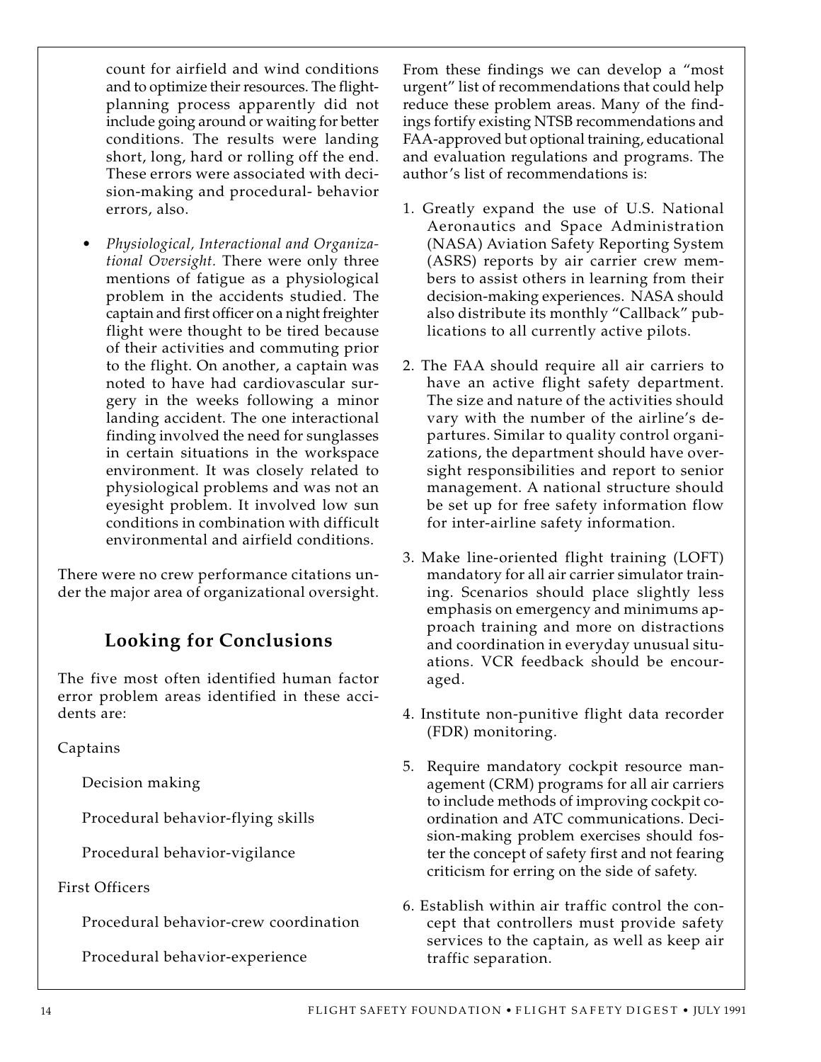count for airfield and wind conditions and to optimize their resources. The flight-planning process apparently did not include going around or waiting for better conditions. The results were landing short, long, hard or rolling off the end. These errors were associated with decision-making and procedural- behavior errors, also.

- *Physiological, Interactional and Organizational Oversight.* There were only three mentions of fatigue as a physiological problem in the accidents studied. The captain and first officer on a night freighter flight were thought to be tired because of their activities and commuting prior to the flight. On another, a captain was noted to have had cardiovascular surgery in the weeks following a minor landing accident. The one interactional finding involved the need for sunglasses in certain situations in the workspace environment. It was closely related to physiological problems and was not an eyesight problem. It involved low sun conditions in combination with difficult environmental and airfield conditions.

There were no crew performance citations under the major area of organizational oversight.

## Looking for Conclusions

The five most often identified human factor error problem areas identified in these accidents are:

Captains

Decision making

Procedural behavior-flying skills

Procedural behavior-vigilance

First Officers

Procedural behavior-crew coordination

Procedural behavior-experience

From these findings we can develop a "most urgent" list of recommendations that could help reduce these problem areas. Many of the findings fortify existing NTSB recommendations and FAA-approved but optional training, educational and evaluation regulations and programs. The author's list of recommendations is:

1. Greatly expand the use of U.S. National Aeronautics and Space Administration (NASA) Aviation Safety Reporting System (ASRS) reports by air carrier crew members to assist others in learning from their decision-making experiences. NASA should also distribute its monthly "Callback" publications to all currently active pilots.

2. The FAA should require all air carriers to have an active flight safety department. The size and nature of the activities should vary with the number of the airline's departures. Similar to quality control organizations, the department should have oversight responsibilities and report to senior management. A national structure should be set up for free safety information flow for inter-airline safety information.

3. Make line-oriented flight training (LOFT) mandatory for all air carrier simulator training. Scenarios should place slightly less emphasis on emergency and minimums approach training and more on distractions and coordination in everyday unusual situations. VCR feedback should be encouraged.

4. Institute non-punitive flight data recorder (FDR) monitoring.

5. Require mandatory cockpit resource management (CRM) programs for all air carriers to include methods of improving cockpit coordination and ATC communications. Decision-making problem exercises should foster the concept of safety first and not fearing criticism for erring on the side of safety.

6. Establish within air traffic control the concept that controllers must provide safety services to the captain, as well as keep air traffic separation.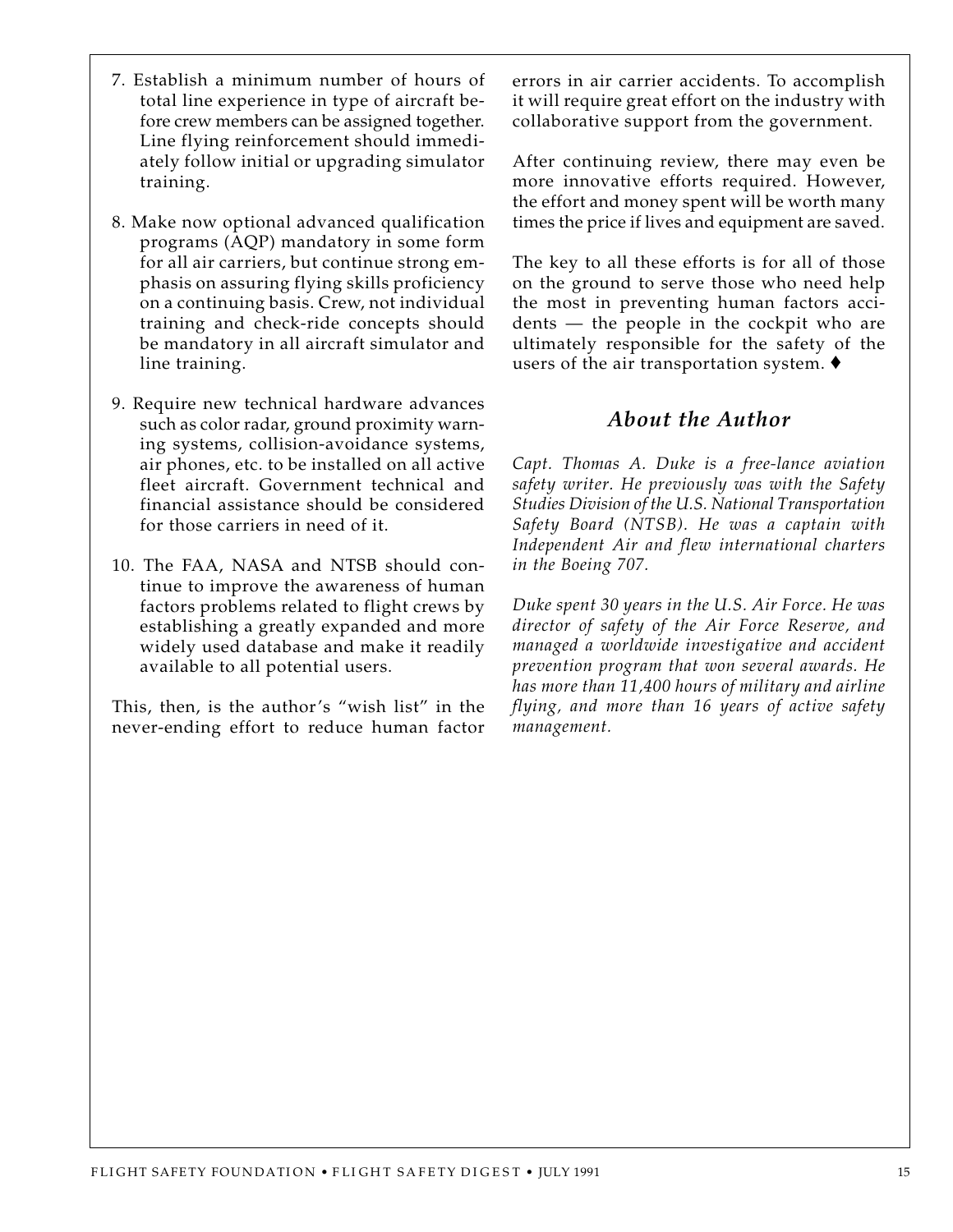7. Establish a minimum number of hours of total line experience in type of aircraft before crew members can be assigned together. Line flying reinforcement should immediately follow initial or upgrading simulator training.

8. Make now optional advanced qualification programs (AQP) mandatory in some form for all air carriers, but continue strong emphasis on assuring flying skills proficiency on a continuing basis. Crew, not individual training and check-ride concepts should be mandatory in all aircraft simulator and line training.

9. Require new technical hardware advances such as color radar, ground proximity warning systems, collision-avoidance systems, air phones, etc. to be installed on all active fleet aircraft. Government technical and financial assistance should be considered for those carriers in need of it.

10. The FAA, NASA and NTSB should continue to improve the awareness of human factors problems related to flight crews by establishing a greatly expanded and more widely used database and make it readily available to all potential users.

This, then, is the author's "wish list" in the never-ending effort to reduce human factor errors in air carrier accidents. To accomplish it will require great effort on the industry with collaborative support from the government.

After continuing review, there may even be more innovative efforts required. However, the effort and money spent will be worth many times the price if lives and equipment are saved.

The key to all these efforts is for all of those on the ground to serve those who need help the most in preventing human factors accidents — the people in the cockpit who are ultimately responsible for the safety of the users of the air transportation system. ♦

## *About the Author*

*Capt. Thomas A. Duke is a free-lance aviation safety writer. He previously was with the Safety Studies Division of the U.S. National Transportation Safety Board (NTSB). He was a captain with Independent Air and flew international charters in the Boeing 707.*

*Duke spent 30 years in the U.S. Air Force. He was director of safety of the Air Force Reserve, and managed a worldwide investigative and accident prevention program that won several awards. He has more than 11,400 hours of military and airline flying, and more than 16 years of active safety management.*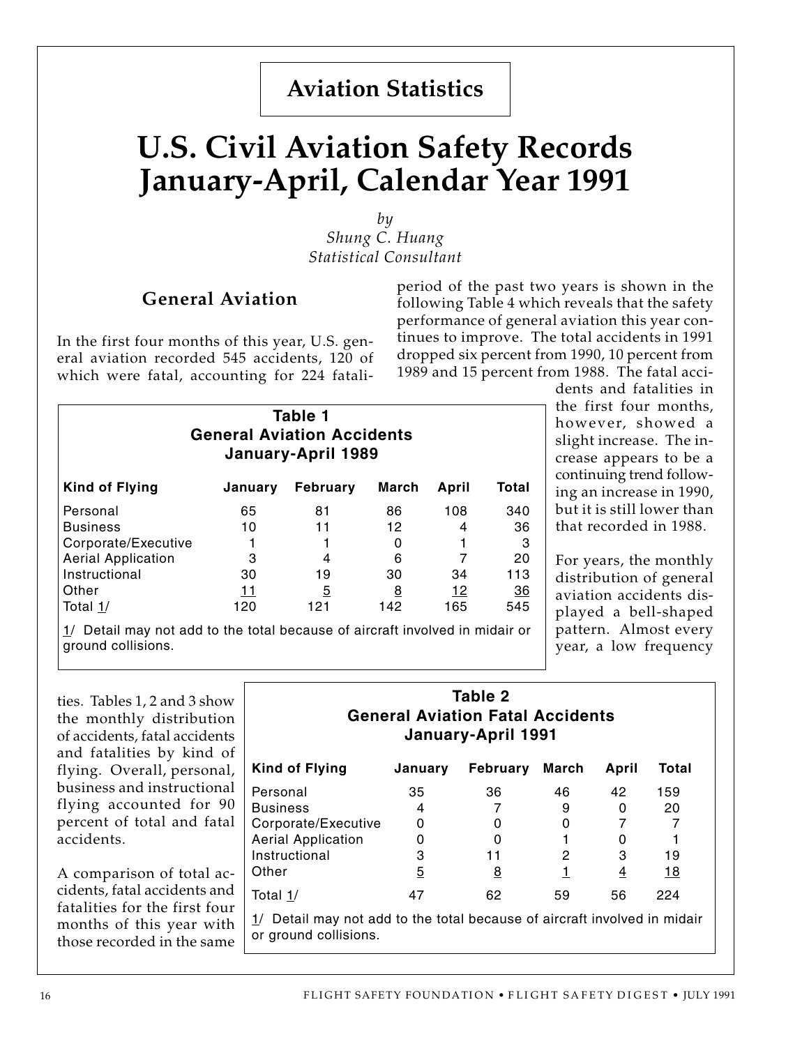# Aviation Statistics

# U.S. Civil Aviation Safety Records January-April, Calendar Year 1991

*by*
*Shung C. Huang*
*Statistical Consultant*

## General Aviation

In the first four months of this year, U.S. general aviation recorded 545 accidents, 120 of which were fatal, accounting for 224 fatalities. Tables 1, 2 and 3 show the monthly distribution of accidents, fatal accidents and fatalities by kind of flying. Overall, personal, business and instructional flying accounted for 90 percent of total and fatal accidents.

A comparison of total accidents, fatal accidents and fatalities for the first four months of this year with those recorded in the same period of the past two years is shown in the following Table 4 which reveals that the safety performance of general aviation this year continues to improve. The total accidents in 1991 dropped six percent from 1990, 10 percent from 1989 and 15 percent from 1988. The fatal accidents and fatalities in the first four months, however, showed a slight increase. The increase appears to be a continuing trend following an increase in 1990, but it is still lower than that recorded in 1988.

For years, the monthly distribution of general aviation accidents displayed a bell-shaped pattern. Almost every year, a low frequency

**Table 1**
**General Aviation Accidents**
**January-April 1989**

| Kind of Flying | January | February | March | April | Total |
|---|---|---|---|---|---|
| Personal | 65 | 81 | 86 | 108 | 340 |
| Business | 10 | 11 | 12 | 4 | 36 |
| Corporate/Executive | 1 | 1 | 0 | 1 | 3 |
| Aerial Application | 3 | 4 | 6 | 7 | 20 |
| Instructional | 30 | 19 | 30 | 34 | 113 |
| Other | 11 | 5 | 8 | 12 | 36 |
| Total 1/ | 120 | 121 | 142 | 165 | 545 |

1/ Detail may not add to the total because of aircraft involved in midair or ground collisions.

**Table 2**
**General Aviation Fatal Accidents**
**January-April 1991**

| Kind of Flying | January | February | March | April | Total |
|---|---|---|---|---|---|
| Personal | 35 | 36 | 46 | 42 | 159 |
| Business | 4 | 7 | 9 | 0 | 20 |
| Corporate/Executive | 0 | 0 | 0 | 7 | 7 |
| Aerial Application | 0 | 0 | 1 | 0 | 1 |
| Instructional | 3 | 11 | 2 | 3 | 19 |
| Other | 5 | 8 | 1 | 4 | 18 |
| Total 1/ | 47 | 62 | 59 | 56 | 224 |

1/ Detail may not add to the total because of aircraft involved in midair or ground collisions.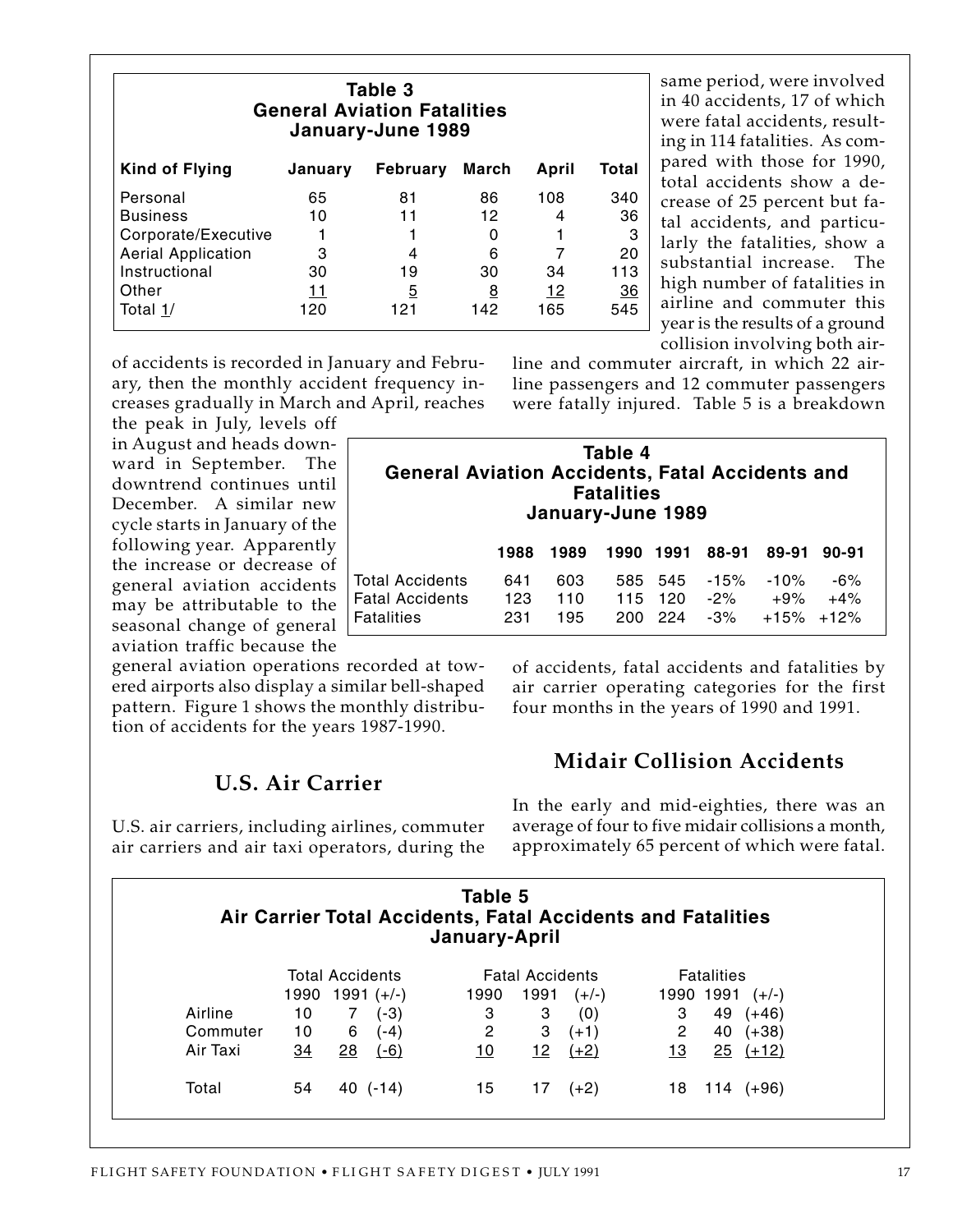**Table 3**
**General Aviation Fatalities**
**January-June 1989**

| Kind of Flying | January | February | March | April | Total |
|---|---|---|---|---|---|
| Personal | 65 | 81 | 86 | 108 | 340 |
| Business | 10 | 11 | 12 | 4 | 36 |
| Corporate/Executive | 1 | 1 | 0 | 1 | 3 |
| Aerial Application | 3 | 4 | 6 | 7 | 20 |
| Instructional | 30 | 19 | 30 | 34 | 113 |
| Other | 11 | 5 | 8 | 12 | 36 |
| Total 1/ | 120 | 121 | 142 | 165 | 545 |

of accidents is recorded in January and February, then the monthly accident frequency increases gradually in March and April, reaches the peak in July, levels off in August and heads downward in September. The downtrend continues until December. A similar new cycle starts in January of the following year. Apparently the increase or decrease of general aviation accidents may be attributable to the seasonal change of general aviation traffic because the general aviation operations recorded at towered airports also display a similar bell-shaped pattern. Figure 1 shows the monthly distribution of accidents for the years 1987-1990.

**Table 4**
**General Aviation Accidents, Fatal Accidents and Fatalities**
**January-June 1989**

| | 1988 | 1989 | 1990 | 1991 | 88-91 | 89-91 | 90-91 |
|---|---|---|---|---|---|---|---|
| Total Accidents | 641 | 603 | 585 | 545 | -15% | -10% | -6% |
| Fatal Accidents | 123 | 110 | 115 | 120 | -2% | +9% | +4% |
| Fatalities | 231 | 195 | 200 | 224 | -3% | +15% | +12% |

## U.S. Air Carrier

U.S. air carriers, including airlines, commuter air carriers and air taxi operators, during the same period, were involved in 40 accidents, 17 of which were fatal accidents, resulting in 114 fatalities. As compared with those for 1990, total accidents show a decrease of 25 percent but fatal accidents, and particularly the fatalities, show a substantial increase. The high number of fatalities in airline and commuter this year is the results of a ground collision involving both airline and commuter aircraft, in which 22 airline passengers and 12 commuter passengers were fatally injured. Table 5 is a breakdown of accidents, fatal accidents and fatalities by air carrier operating categories for the first four months in the years of 1990 and 1991.

## Midair Collision Accidents

In the early and mid-eighties, there was an average of four to five midair collisions a month, approximately 65 percent of which were fatal.

**Table 5**
**Air Carrier Total Accidents, Fatal Accidents and Fatalities**
**January-April**

| | Total Accidents | | | Fatal Accidents | | | Fatalities | | |
|---|---|---|---|---|---|---|---|---|---|
| | 1990 | 1991 | (+/-) | 1990 | 1991 | (+/-) | 1990 | 1991 | (+/-) |
| Airline | 10 | 7 | (-3) | 3 | 3 | (0) | 3 | 49 | (+46) |
| Commuter | 10 | 6 | (-4) | 2 | 3 | (+1) | 2 | 40 | (+38) |
| Air Taxi | 34 | 28 | (-6) | 10 | 12 | (+2) | 13 | 25 | (+12) |
| Total | 54 | 40 | (-14) | 15 | 17 | (+2) | 18 | 114 | (+96) |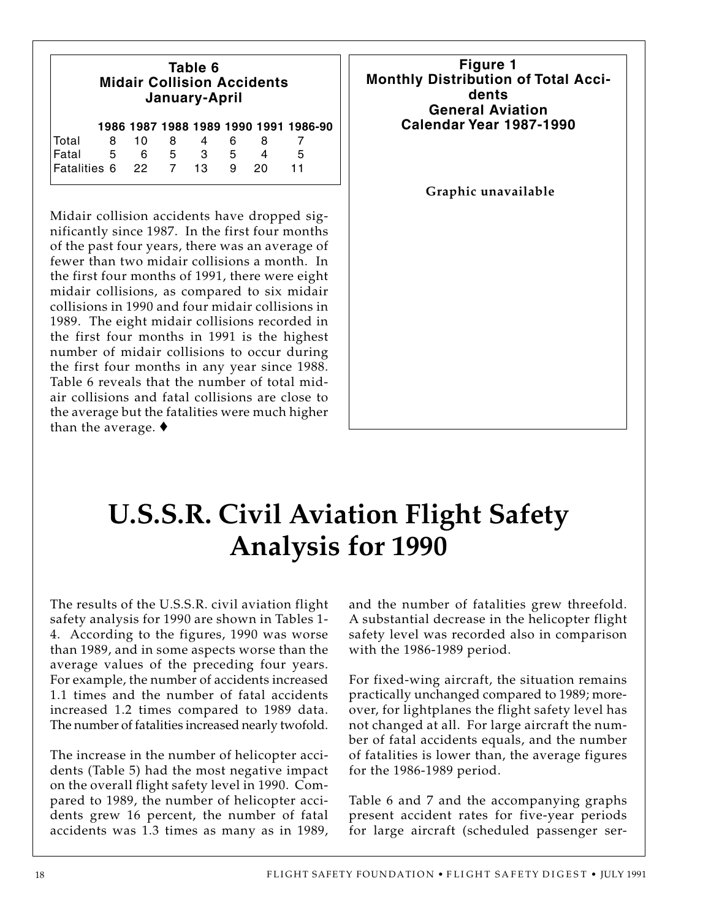**Table 6**
**Midair Collision Accidents**
**January-April**

| | 1986 | 1987 | 1988 | 1989 | 1990 | 1991 | 1986-90 |
|---|---|---|---|---|---|---|---|
| Total | 8 | 10 | 8 | 4 | 6 | 8 | 7 |
| Fatal | 5 | 6 | 5 | 3 | 5 | 4 | 5 |
| Fatalities | 6 | 22 | 7 | 13 | 9 | 20 | 11 |

Midair collision accidents have dropped significantly since 1987. In the first four months of the past four years, there was an average of fewer than two midair collisions a month. In the first four months of 1991, there were eight midair collisions, as compared to six midair collisions in 1990 and four midair collisions in 1989. The eight midair collisions recorded in the first four months in 1991 is the highest number of midair collisions to occur during the first four months in any year since 1988. Table 6 reveals that the number of total midair collisions and fatal collisions are close to the average but the fatalities were much higher than the average. ♦

**Figure 1**
**Monthly Distribution of Total Accidents**
**General Aviation**
**Calendar Year 1987-1990**

**Graphic unavailable**

# U.S.S.R. Civil Aviation Flight Safety Analysis for 1990

The results of the U.S.S.R. civil aviation flight safety analysis for 1990 are shown in Tables 1-4. According to the figures, 1990 was worse than 1989, and in some aspects worse than the average values of the preceding four years. For example, the number of accidents increased 1.1 times and the number of fatal accidents increased 1.2 times compared to 1989 data. The number of fatalities increased nearly twofold.

The increase in the number of helicopter accidents (Table 5) had the most negative impact on the overall flight safety level in 1990. Compared to 1989, the number of helicopter accidents grew 16 percent, the number of fatal accidents was 1.3 times as many as in 1989, and the number of fatalities grew threefold. A substantial decrease in the helicopter flight safety level was recorded also in comparison with the 1986-1989 period.

For fixed-wing aircraft, the situation remains practically unchanged compared to 1989; moreover, for lightplanes the flight safety level has not changed at all. For large aircraft the number of fatal accidents equals, and the number of fatalities is lower than, the average figures for the 1986-1989 period.

Table 6 and 7 and the accompanying graphs present accident rates for five-year periods for large aircraft (scheduled passenger ser-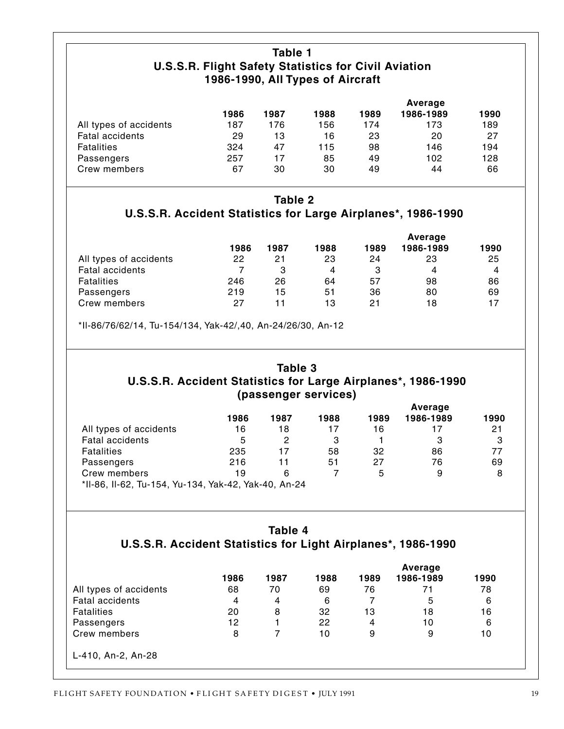## Table 1

## U.S.S.R. Flight Safety Statistics for Civil Aviation 1986-1990, All Types of Aircraft

| | 1986 | 1987 | 1988 | 1989 | Average 1986-1989 | 1990 |
|---|---|---|---|---|---|---|
| All types of accidents | 187 | 176 | 156 | 174 | 173 | 189 |
| Fatal accidents | 29 | 13 | 16 | 23 | 20 | 27 |
| Fatalities | 324 | 47 | 115 | 98 | 146 | 194 |
| Passengers | 257 | 17 | 85 | 49 | 102 | 128 |
| Crew members | 67 | 30 | 30 | 49 | 44 | 66 |

## Table 2

## U.S.S.R. Accident Statistics for Large Airplanes*, 1986-1990

| | 1986 | 1987 | 1988 | 1989 | Average 1986-1989 | 1990 |
|---|---|---|---|---|---|---|
| All types of accidents | 22 | 21 | 23 | 24 | 23 | 25 |
| Fatal accidents | 7 | 3 | 4 | 3 | 4 | 4 |
| Fatalities | 246 | 26 | 64 | 57 | 98 | 86 |
| Passengers | 219 | 15 | 51 | 36 | 80 | 69 |
| Crew members | 27 | 11 | 13 | 21 | 18 | 17 |

*Il-86/76/62/14, Tu-154/134, Yak-42/,40, An-24/26/30, An-12

## Table 3

## U.S.S.R. Accident Statistics for Large Airplanes*, 1986-1990 (passenger services)

| | 1986 | 1987 | 1988 | 1989 | Average 1986-1989 | 1990 |
|---|---|---|---|---|---|---|
| All types of accidents | 16 | 18 | 17 | 16 | 17 | 21 |
| Fatal accidents | 5 | 2 | 3 | 1 | 3 | 3 |
| Fatalities | 235 | 17 | 58 | 32 | 86 | 77 |
| Passengers | 216 | 11 | 51 | 27 | 76 | 69 |
| Crew members | 19 | 6 | 7 | 5 | 9 | 8 |

*Il-86, Il-62, Tu-154, Yu-134, Yak-42, Yak-40, An-24

## Table 4

## U.S.S.R. Accident Statistics for Light Airplanes*, 1986-1990

| | 1986 | 1987 | 1988 | 1989 | Average 1986-1989 | 1990 |
|---|---|---|---|---|---|---|
| All types of accidents | 68 | 70 | 69 | 76 | 71 | 78 |
| Fatal accidents | 4 | 4 | 6 | 7 | 5 | 6 |
| Fatalities | 20 | 8 | 32 | 13 | 18 | 16 |
| Passengers | 12 | 1 | 22 | 4 | 10 | 6 |
| Crew members | 8 | 7 | 10 | 9 | 9 | 10 |

L-410, An-2, An-28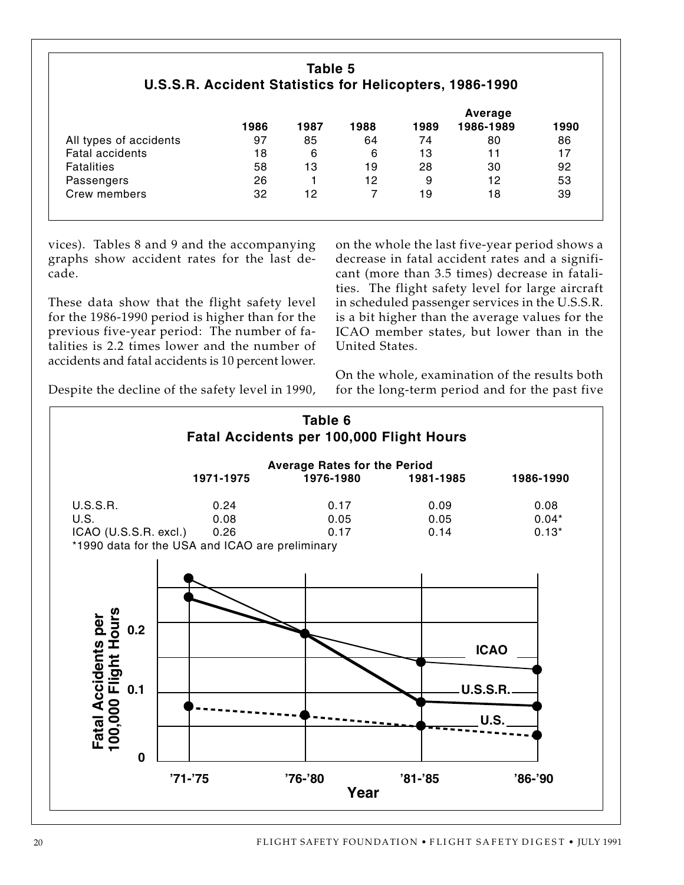**Table 5**
**U.S.S.R. Accident Statistics for Helicopters, 1986-1990**

| | 1986 | 1987 | 1988 | 1989 | Average 1986-1989 | 1990 |
|---|---|---|---|---|---|---|
| All types of accidents | 97 | 85 | 64 | 74 | 80 | 86 |
| Fatal accidents | 18 | 6 | 6 | 13 | 11 | 17 |
| Fatalities | 58 | 13 | 19 | 28 | 30 | 92 |
| Passengers | 26 | 1 | 12 | 9 | 12 | 53 |
| Crew members | 32 | 12 | 7 | 19 | 18 | 39 |

vices). Tables 8 and 9 and the accompanying graphs show accident rates for the last decade.

These data show that the flight safety level for the 1986-1990 period is higher than for the previous five-year period: The number of fatalities is 2.2 times lower and the number of accidents and fatal accidents is 10 percent lower.

Despite the decline of the safety level in 1990, on the whole the last five-year period shows a decrease in fatal accident rates and a significant (more than 3.5 times) decrease in fatalities. The flight safety level for large aircraft in scheduled passenger services in the U.S.S.R. is a bit higher than the average values for the ICAO member states, but lower than in the United States.

On the whole, examination of the results both for the long-term period and for the past five

**Table 6**
**Fatal Accidents per 100,000 Flight Hours**

| | Average Rates for the Period | | | |
|---|---|---|---|---|
| | 1971-1975 | 1976-1980 | 1981-1985 | 1986-1990 |
| U.S.S.R. | 0.24 | 0.17 | 0.09 | 0.08 |
| U.S. | 0.08 | 0.05 | 0.05 | 0.04* |
| ICAO (U.S.S.R. excl.) | 0.26 | 0.17 | 0.14 | 0.13* |

*1990 data for the USA and ICAO are preliminary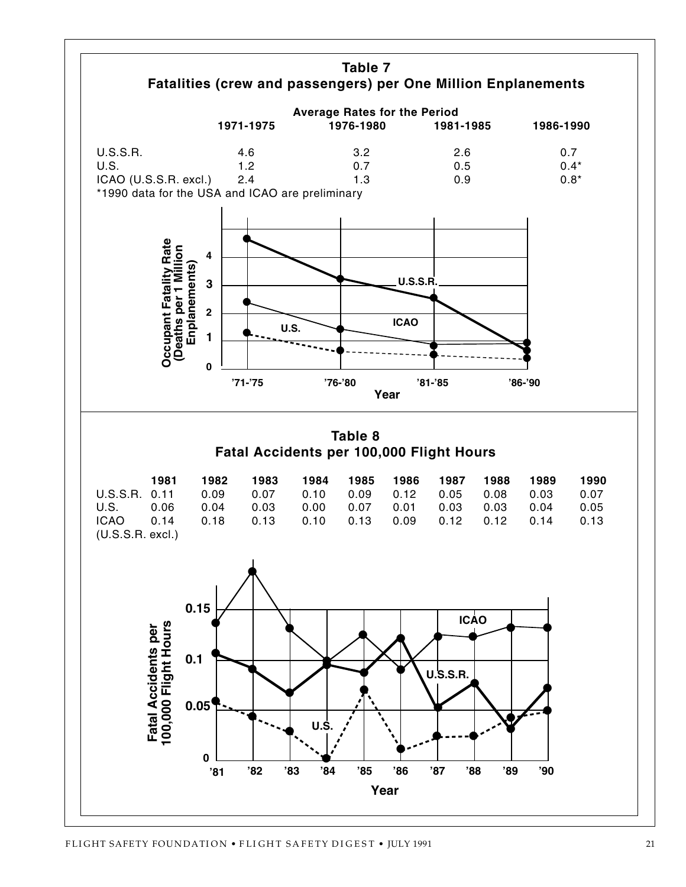## Table 7
## Fatalities (crew and passengers) per One Million Enplanements

| | Average Rates for the Period | | | |
|---|---|---|---|---|
| | 1971-1975 | 1976-1980 | 1981-1985 | 1986-1990 |
| U.S.S.R. | 4.6 | 3.2 | 2.6 | 0.7 |
| U.S. | 1.2 | 0.7 | 0.5 | 0.4* |
| ICAO (U.S.S.R. excl.) | 2.4 | 1.3 | 0.9 | 0.8* |

*1990 data for the USA and ICAO are preliminary

## Table 8
## Fatal Accidents per 100,000 Flight Hours

| | 1981 | 1982 | 1983 | 1984 | 1985 | 1986 | 1987 | 1988 | 1989 | 1990 |
|---|---|---|---|---|---|---|---|---|---|---|
| U.S.S.R. | 0.11 | 0.09 | 0.07 | 0.10 | 0.09 | 0.12 | 0.05 | 0.08 | 0.03 | 0.07 |
| U.S. | 0.06 | 0.04 | 0.03 | 0.00 | 0.07 | 0.01 | 0.03 | 0.03 | 0.04 | 0.05 |
| ICAO (U.S.S.R. excl.) | 0.14 | 0.18 | 0.13 | 0.10 | 0.13 | 0.09 | 0.12 | 0.12 | 0.14 | 0.13 |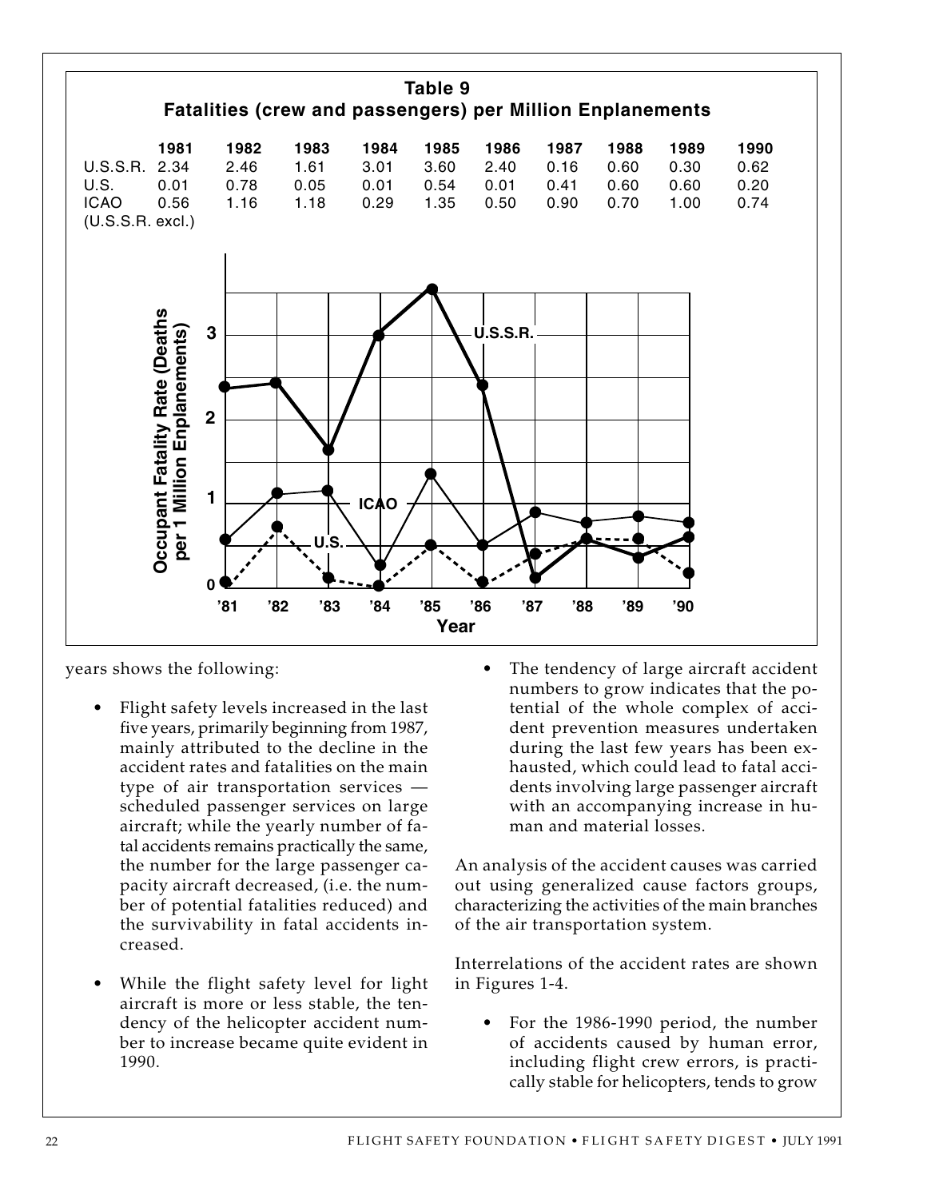**Table 9**
**Fatalities (crew and passengers) per Million Enplanements**

| | 1981 | 1982 | 1983 | 1984 | 1985 | 1986 | 1987 | 1988 | 1989 | 1990 |
|---|---|---|---|---|---|---|---|---|---|---|
| U.S.S.R. | 2.34 | 2.46 | 1.61 | 3.01 | 3.60 | 2.40 | 0.16 | 0.60 | 0.30 | 0.62 |
| U.S. | 0.01 | 0.78 | 0.05 | 0.01 | 0.54 | 0.01 | 0.41 | 0.60 | 0.60 | 0.20 |
| ICAO (U.S.S.R. excl.) | 0.56 | 1.16 | 1.18 | 0.29 | 1.35 | 0.50 | 0.90 | 0.70 | 1.00 | 0.74 |

years shows the following:

- Flight safety levels increased in the last five years, primarily beginning from 1987, mainly attributed to the decline in the accident rates and fatalities on the main type of air transportation services — scheduled passenger services on large aircraft; while the yearly number of fatal accidents remains practically the same, the number for the large passenger capacity aircraft decreased, (i.e. the number of potential fatalities reduced) and the survivability in fatal accidents increased.

- While the flight safety level for light aircraft is more or less stable, the tendency of the helicopter accident number to increase became quite evident in 1990.

- The tendency of large aircraft accident numbers to grow indicates that the potential of the whole complex of accident prevention measures undertaken during the last few years has been exhausted, which could lead to fatal accidents involving large passenger aircraft with an accompanying increase in human and material losses.

An analysis of the accident causes was carried out using generalized cause factors groups, characterizing the activities of the main branches of the air transportation system.

Interrelations of the accident rates are shown in Figures 1-4.

- For the 1986-1990 period, the number of accidents caused by human error, including flight crew errors, is practically stable for helicopters, tends to grow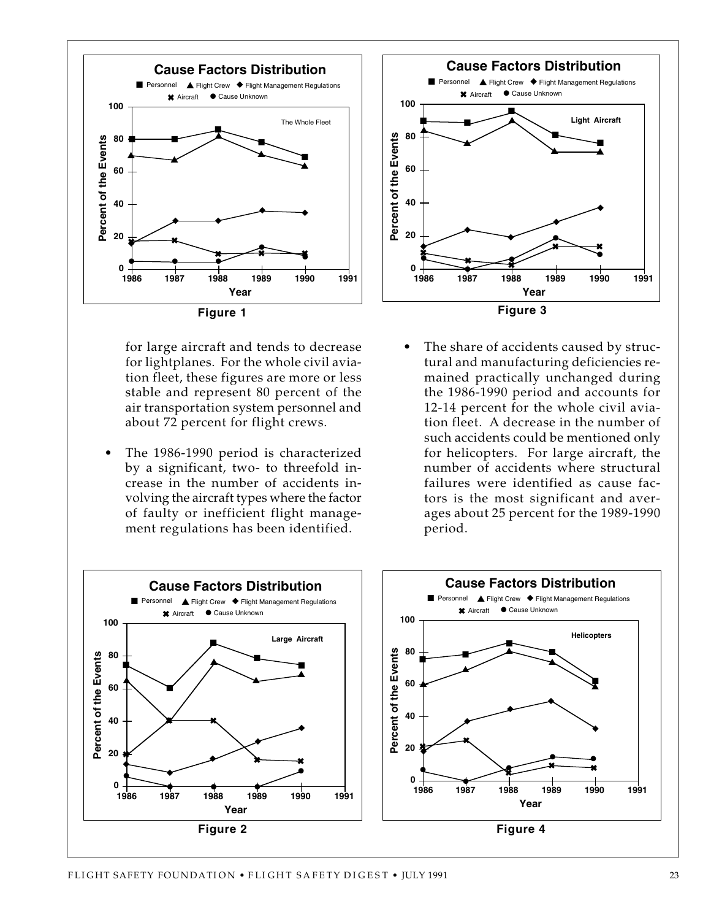Figure 1

Figure 3

for large aircraft and tends to decrease for lightplanes. For the whole civil aviation fleet, these figures are more or less stable and represent 80 percent of the air transportation system personnel and about 72 percent for flight crews.

- The 1986-1990 period is characterized by a significant, two- to threefold increase in the number of accidents involving the aircraft types where the factor of faulty or inefficient flight management regulations has been identified.
- The share of accidents caused by structural and manufacturing deficiencies remained practically unchanged during the 1986-1990 period and accounts for 12-14 percent for the whole civil aviation fleet. A decrease in the number of such accidents could be mentioned only for helicopters. For large aircraft, the number of accidents where structural failures were identified as cause factors is the most significant and averages about 25 percent for the 1989-1990 period.

Figure 2

Figure 4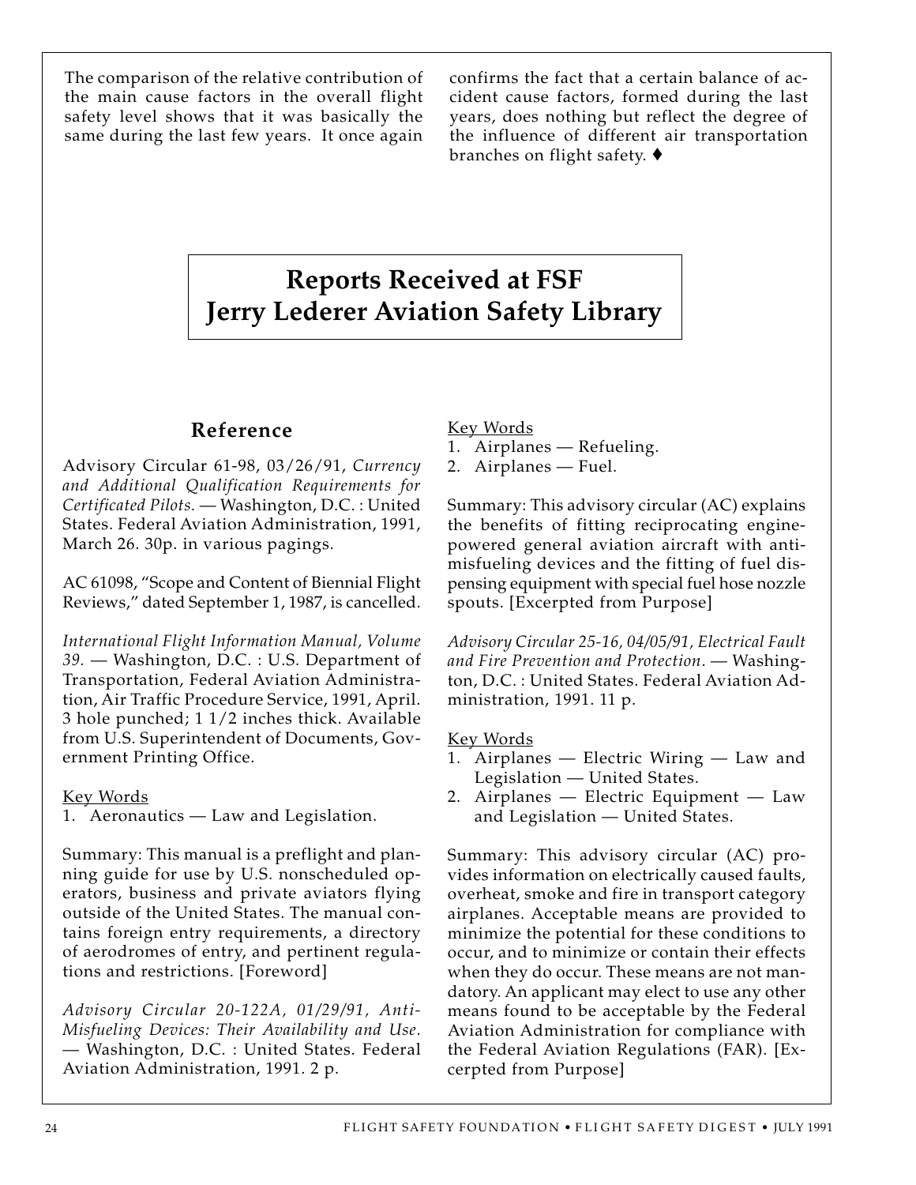The comparison of the relative contribution of the main cause factors in the overall flight safety level shows that it was basically the same during the last few years. It once again confirms the fact that a certain balance of accident cause factors, formed during the last years, does nothing but reflect the degree of the influence of different air transportation branches on flight safety. ♦

# Reports Received at FSF Jerry Lederer Aviation Safety Library

## Reference

Advisory Circular 61-98, 03/26/91, *Currency and Additional Qualification Requirements for Certificated Pilots.* — Washington, D.C. : United States. Federal Aviation Administration, 1991, March 26. 30p. in various pagings.

AC 61098, "Scope and Content of Biennial Flight Reviews," dated September 1, 1987, is cancelled.

*International Flight Information Manual, Volume 39.* — Washington, D.C. : U.S. Department of Transportation, Federal Aviation Administration, Air Traffic Procedure Service, 1991, April. 3 hole punched; 1 1/2 inches thick. Available from U.S. Superintendent of Documents, Government Printing Office.

Key Words
1. Aeronautics — Law and Legislation.

Summary: This manual is a preflight and planning guide for use by U.S. nonscheduled operators, business and private aviators flying outside of the United States. The manual contains foreign entry requirements, a directory of aerodromes of entry, and pertinent regulations and restrictions. [Foreword]

*Advisory Circular 20-122A, 01/29/91, Anti-Misfueling Devices: Their Availability and Use.* — Washington, D.C. : United States. Federal Aviation Administration, 1991. 2 p.

Key Words
1. Airplanes — Refueling.
2. Airplanes — Fuel.

Summary: This advisory circular (AC) explains the benefits of fitting reciprocating engine-powered general aviation aircraft with anti-misfueling devices and the fitting of fuel dispensing equipment with special fuel hose nozzle spouts. [Excerpted from Purpose]

*Advisory Circular 25-16, 04/05/91, Electrical Fault and Fire Prevention and Protection.* — Washington, D.C. : United States. Federal Aviation Administration, 1991. 11 p.

Key Words
1. Airplanes — Electric Wiring — Law and Legislation — United States.
2. Airplanes — Electric Equipment — Law and Legislation — United States.

Summary: This advisory circular (AC) provides information on electrically caused faults, overheat, smoke and fire in transport category airplanes. Acceptable means are provided to minimize the potential for these conditions to occur, and to minimize or contain their effects when they do occur. These means are not mandatory. An applicant may elect to use any other means found to be acceptable by the Federal Aviation Administration for compliance with the Federal Aviation Regulations (FAR). [Excerpted from Purpose]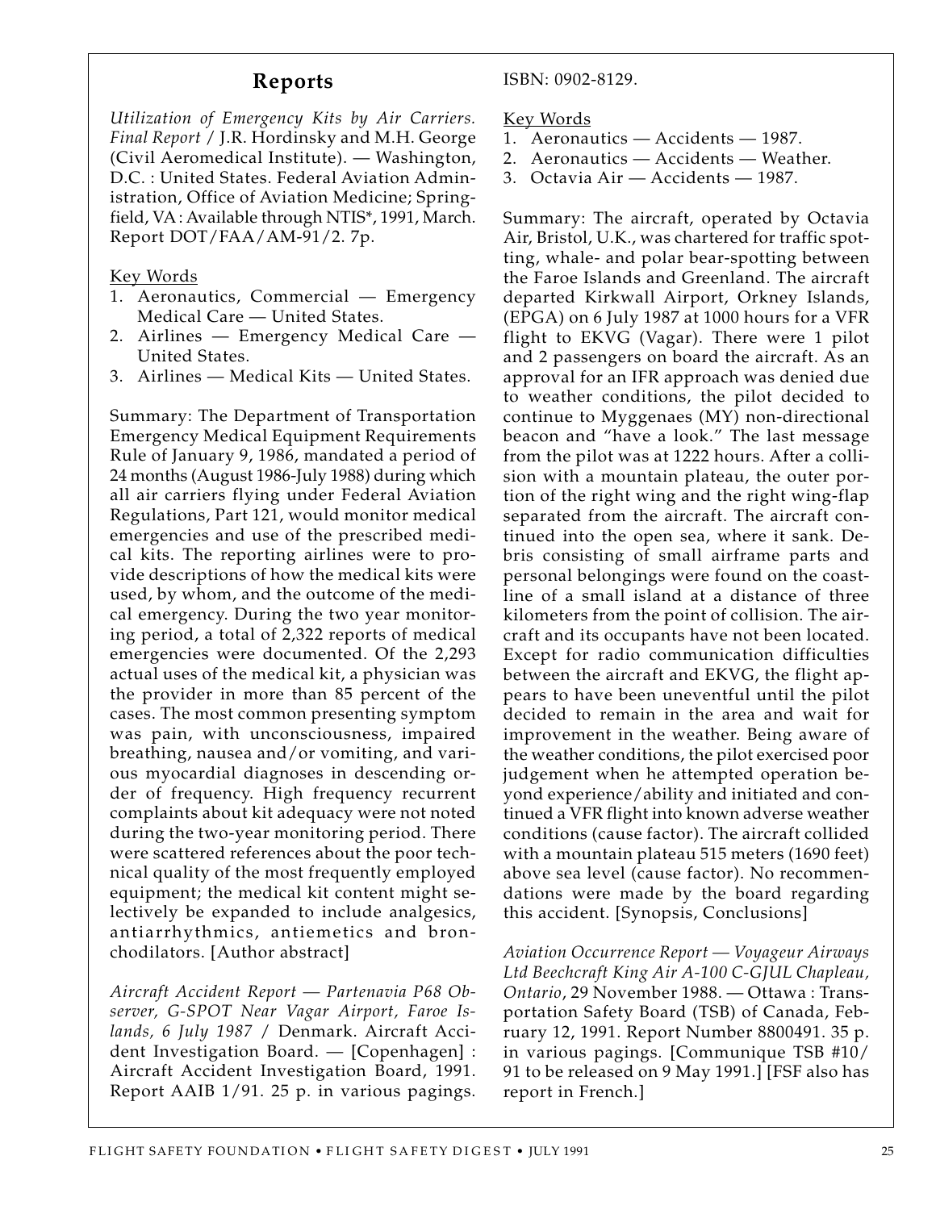## Reports

*Utilization of Emergency Kits by Air Carriers. Final Report* / J.R. Hordinsky and M.H. George (Civil Aeromedical Institute). — Washington, D.C. : United States. Federal Aviation Administration, Office of Aviation Medicine; Springfield, VA : Available through NTIS*, 1991, March. Report DOT/FAA/AM-91/2. 7p.

Key Words

1. Aeronautics, Commercial — Emergency Medical Care — United States.
2. Airlines — Emergency Medical Care — United States.
3. Airlines — Medical Kits — United States.

Summary: The Department of Transportation Emergency Medical Equipment Requirements Rule of January 9, 1986, mandated a period of 24 months (August 1986-July 1988) during which all air carriers flying under Federal Aviation Regulations, Part 121, would monitor medical emergencies and use of the prescribed medical kits. The reporting airlines were to provide descriptions of how the medical kits were used, by whom, and the outcome of the medical emergency. During the two year monitoring period, a total of 2,322 reports of medical emergencies were documented. Of the 2,293 actual uses of the medical kit, a physician was the provider in more than 85 percent of the cases. The most common presenting symptom was pain, with unconsciousness, impaired breathing, nausea and/or vomiting, and various myocardial diagnoses in descending order of frequency. High frequency recurrent complaints about kit adequacy were not noted during the two-year monitoring period. There were scattered references about the poor technical quality of the most frequently employed equipment; the medical kit content might selectively be expanded to include analgesics, antiarrhythmics, antiemetics and bronchodilators. [Author abstract]

*Aircraft Accident Report — Partenavia P68 Observer, G-SPOT Near Vagar Airport, Faroe Islands, 6 July 1987* / Denmark. Aircraft Accident Investigation Board. — [Copenhagen] : Aircraft Accident Investigation Board, 1991. Report AAIB 1/91. 25 p. in various pagings. ISBN: 0902-8129.

Key Words

1. Aeronautics — Accidents — 1987.
2. Aeronautics — Accidents — Weather.
3. Octavia Air — Accidents — 1987.

Summary: The aircraft, operated by Octavia Air, Bristol, U.K., was chartered for traffic spotting, whale- and polar bear-spotting between the Faroe Islands and Greenland. The aircraft departed Kirkwall Airport, Orkney Islands, (EPGA) on 6 July 1987 at 1000 hours for a VFR flight to EKVG (Vagar). There were 1 pilot and 2 passengers on board the aircraft. As an approval for an IFR approach was denied due to weather conditions, the pilot decided to continue to Myggenaes (MY) non-directional beacon and "have a look." The last message from the pilot was at 1222 hours. After a collision with a mountain plateau, the outer portion of the right wing and the right wing-flap separated from the aircraft. The aircraft continued into the open sea, where it sank. Debris consisting of small airframe parts and personal belongings were found on the coastline of a small island at a distance of three kilometers from the point of collision. The aircraft and its occupants have not been located. Except for radio communication difficulties between the aircraft and EKVG, the flight appears to have been uneventful until the pilot decided to remain in the area and wait for improvement in the weather. Being aware of the weather conditions, the pilot exercised poor judgement when he attempted operation beyond experience/ability and initiated and continued a VFR flight into known adverse weather conditions (cause factor). The aircraft collided with a mountain plateau 515 meters (1690 feet) above sea level (cause factor). No recommendations were made by the board regarding this accident. [Synopsis, Conclusions]

*Aviation Occurrence Report — Voyageur Airways Ltd Beechcraft King Air A-100 C-GJUL Chapleau, Ontario*, 29 November 1988. — Ottawa : Transportation Safety Board (TSB) of Canada, February 12, 1991. Report Number 8800491. 35 p. in various pagings. [Communique TSB #10/91 to be released on 9 May 1991.] [FSF also has report in French.]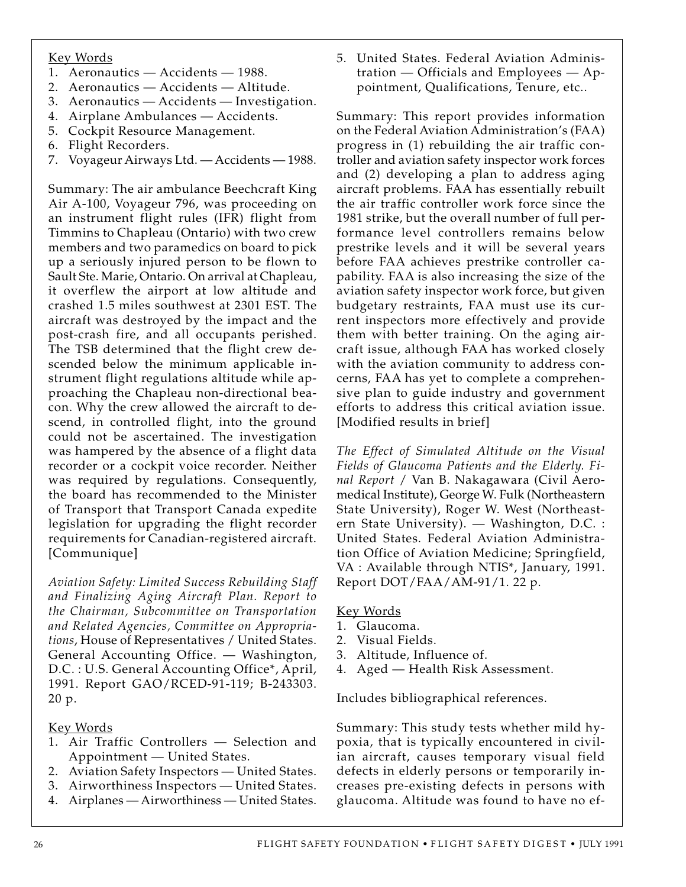Key Words

1. Aeronautics — Accidents — 1988.
2. Aeronautics — Accidents — Altitude.
3. Aeronautics — Accidents — Investigation.
4. Airplane Ambulances — Accidents.
5. Cockpit Resource Management.
6. Flight Recorders.
7. Voyageur Airways Ltd. — Accidents — 1988.

Summary: The air ambulance Beechcraft King Air A-100, Voyageur 796, was proceeding on an instrument flight rules (IFR) flight from Timmins to Chapleau (Ontario) with two crew members and two paramedics on board to pick up a seriously injured person to be flown to Sault Ste. Marie, Ontario. On arrival at Chapleau, it overflew the airport at low altitude and crashed 1.5 miles southwest at 2301 EST. The aircraft was destroyed by the impact and the post-crash fire, and all occupants perished. The TSB determined that the flight crew descended below the minimum applicable instrument flight regulations altitude while approaching the Chapleau non-directional beacon. Why the crew allowed the aircraft to descend, in controlled flight, into the ground could not be ascertained. The investigation was hampered by the absence of a flight data recorder or a cockpit voice recorder. Neither was required by regulations. Consequently, the board has recommended to the Minister of Transport that Transport Canada expedite legislation for upgrading the flight recorder requirements for Canadian-registered aircraft. [Communique]

*Aviation Safety: Limited Success Rebuilding Staff and Finalizing Aging Aircraft Plan. Report to the Chairman, Subcommittee on Transportation and Related Agencies, Committee on Appropriations*, House of Representatives / United States. General Accounting Office. — Washington, D.C. : U.S. General Accounting Office*, April, 1991. Report GAO/RCED-91-119; B-243303. 20 p.

Key Words

1. Air Traffic Controllers — Selection and Appointment — United States.
2. Aviation Safety Inspectors — United States.
3. Airworthiness Inspectors — United States.
4. Airplanes — Airworthiness — United States.
5. United States. Federal Aviation Administration — Officials and Employees — Appointment, Qualifications, Tenure, etc..

Summary: This report provides information on the Federal Aviation Administration's (FAA) progress in (1) rebuilding the air traffic controller and aviation safety inspector work forces and (2) developing a plan to address aging aircraft problems. FAA has essentially rebuilt the air traffic controller work force since the 1981 strike, but the overall number of full performance level controllers remains below prestrike levels and it will be several years before FAA achieves prestrike controller capability. FAA is also increasing the size of the aviation safety inspector work force, but given budgetary restraints, FAA must use its current inspectors more effectively and provide them with better training. On the aging aircraft issue, although FAA has worked closely with the aviation community to address concerns, FAA has yet to complete a comprehensive plan to guide industry and government efforts to address this critical aviation issue. [Modified results in brief]

*The Effect of Simulated Altitude on the Visual Fields of Glaucoma Patients and the Elderly. Final Report* / Van B. Nakagawara (Civil Aeromedical Institute), George W. Fulk (Northeastern State University), Roger W. West (Northeastern State University). — Washington, D.C. : United States. Federal Aviation Administration Office of Aviation Medicine; Springfield, VA : Available through NTIS*, January, 1991. Report DOT/FAA/AM-91/1. 22 p.

Key Words

1. Glaucoma.
2. Visual Fields.
3. Altitude, Influence of.
4. Aged — Health Risk Assessment.

Includes bibliographical references.

Summary: This study tests whether mild hypoxia, that is typically encountered in civilian aircraft, causes temporary visual field defects in elderly persons or temporarily increases pre-existing defects in persons with glaucoma. Altitude was found to have no ef-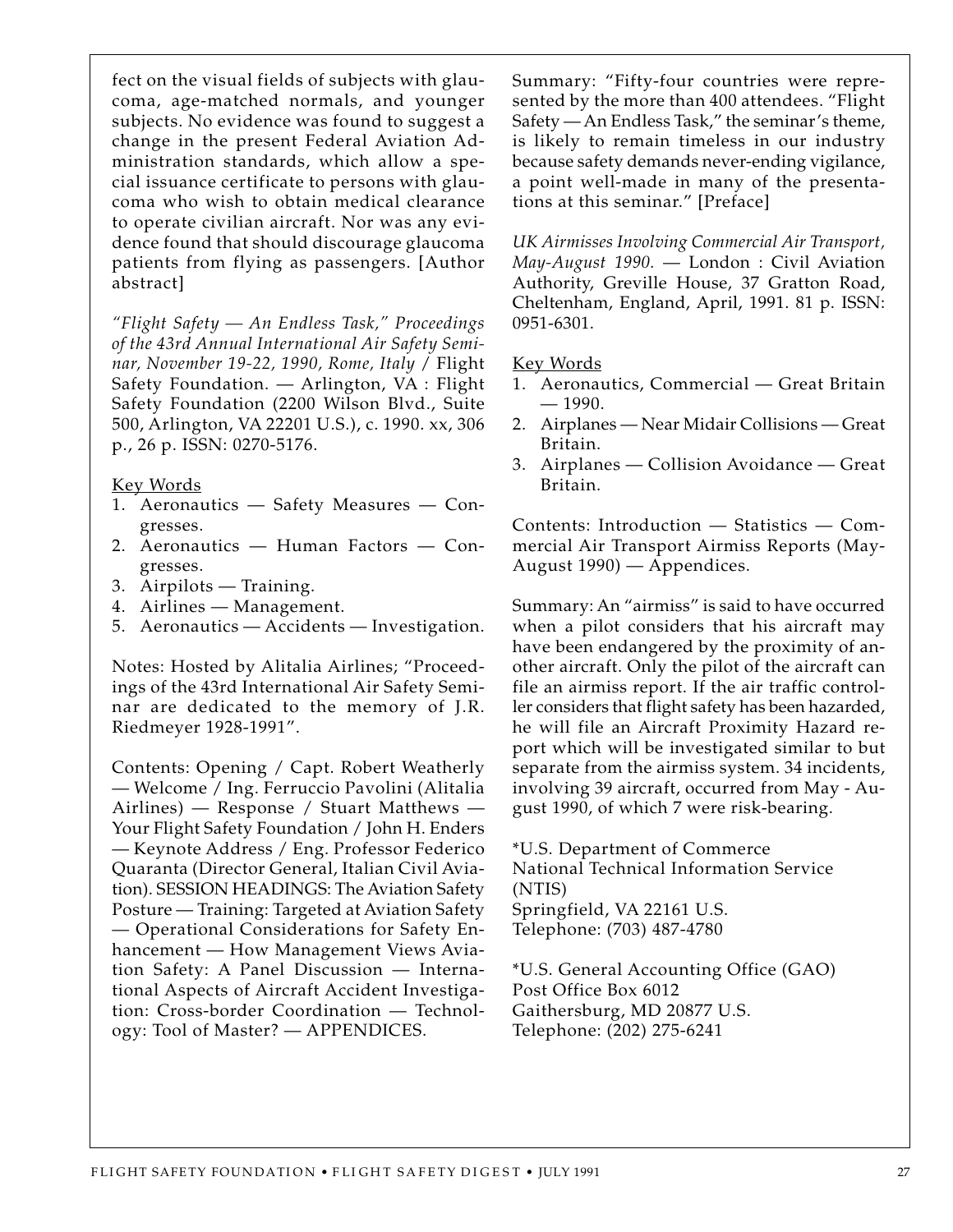fect on the visual fields of subjects with glaucoma, age-matched normals, and younger subjects. No evidence was found to suggest a change in the present Federal Aviation Administration standards, which allow a special issuance certificate to persons with glaucoma who wish to obtain medical clearance to operate civilian aircraft. Nor was any evidence found that should discourage glaucoma patients from flying as passengers. [Author abstract]

*"Flight Safety — An Endless Task," Proceedings of the 43rd Annual International Air Safety Seminar, November 19-22, 1990, Rome, Italy* / Flight Safety Foundation. — Arlington, VA : Flight Safety Foundation (2200 Wilson Blvd., Suite 500, Arlington, VA 22201 U.S.), c. 1990. xx, 306 p., 26 p. ISSN: 0270-5176.

Key Words

1. Aeronautics — Safety Measures — Congresses.
2. Aeronautics — Human Factors — Congresses.
3. Airpilots — Training.
4. Airlines — Management.
5. Aeronautics — Accidents — Investigation.

Notes: Hosted by Alitalia Airlines; "Proceedings of the 43rd International Air Safety Seminar are dedicated to the memory of J.R. Riedmeyer 1928-1991".

Contents: Opening / Capt. Robert Weatherly — Welcome / Ing. Ferruccio Pavolini (Alitalia Airlines) — Response / Stuart Matthews — Your Flight Safety Foundation / John H. Enders — Keynote Address / Eng. Professor Federico Quaranta (Director General, Italian Civil Aviation). SESSION HEADINGS: The Aviation Safety Posture — Training: Targeted at Aviation Safety — Operational Considerations for Safety Enhancement — How Management Views Aviation Safety: A Panel Discussion — International Aspects of Aircraft Accident Investigation: Cross-border Coordination — Technology: Tool of Master? — APPENDICES.

Summary: "Fifty-four countries were represented by the more than 400 attendees. "Flight Safety — An Endless Task," the seminar's theme, is likely to remain timeless in our industry because safety demands never-ending vigilance, a point well-made in many of the presentations at this seminar." [Preface]

*UK Airmisses Involving Commercial Air Transport, May-August 1990.* — London : Civil Aviation Authority, Greville House, 37 Gratton Road, Cheltenham, England, April, 1991. 81 p. ISSN: 0951-6301.

Key Words

1. Aeronautics, Commercial — Great Britain — 1990.
2. Airplanes — Near Midair Collisions — Great Britain.
3. Airplanes — Collision Avoidance — Great Britain.

Contents: Introduction — Statistics — Commercial Air Transport Airmiss Reports (May-August 1990) — Appendices.

Summary: An "airmiss" is said to have occurred when a pilot considers that his aircraft may have been endangered by the proximity of another aircraft. Only the pilot of the aircraft can file an airmiss report. If the air traffic controller considers that flight safety has been hazarded, he will file an Aircraft Proximity Hazard report which will be investigated similar to but separate from the airmiss system. 34 incidents, involving 39 aircraft, occurred from May - August 1990, of which 7 were risk-bearing.

*U.S. Department of Commerce
National Technical Information Service (NTIS)
Springfield, VA 22161 U.S.
Telephone: (703) 487-4780

*U.S. General Accounting Office (GAO)
Post Office Box 6012
Gaithersburg, MD 20877 U.S.
Telephone: (202) 275-6241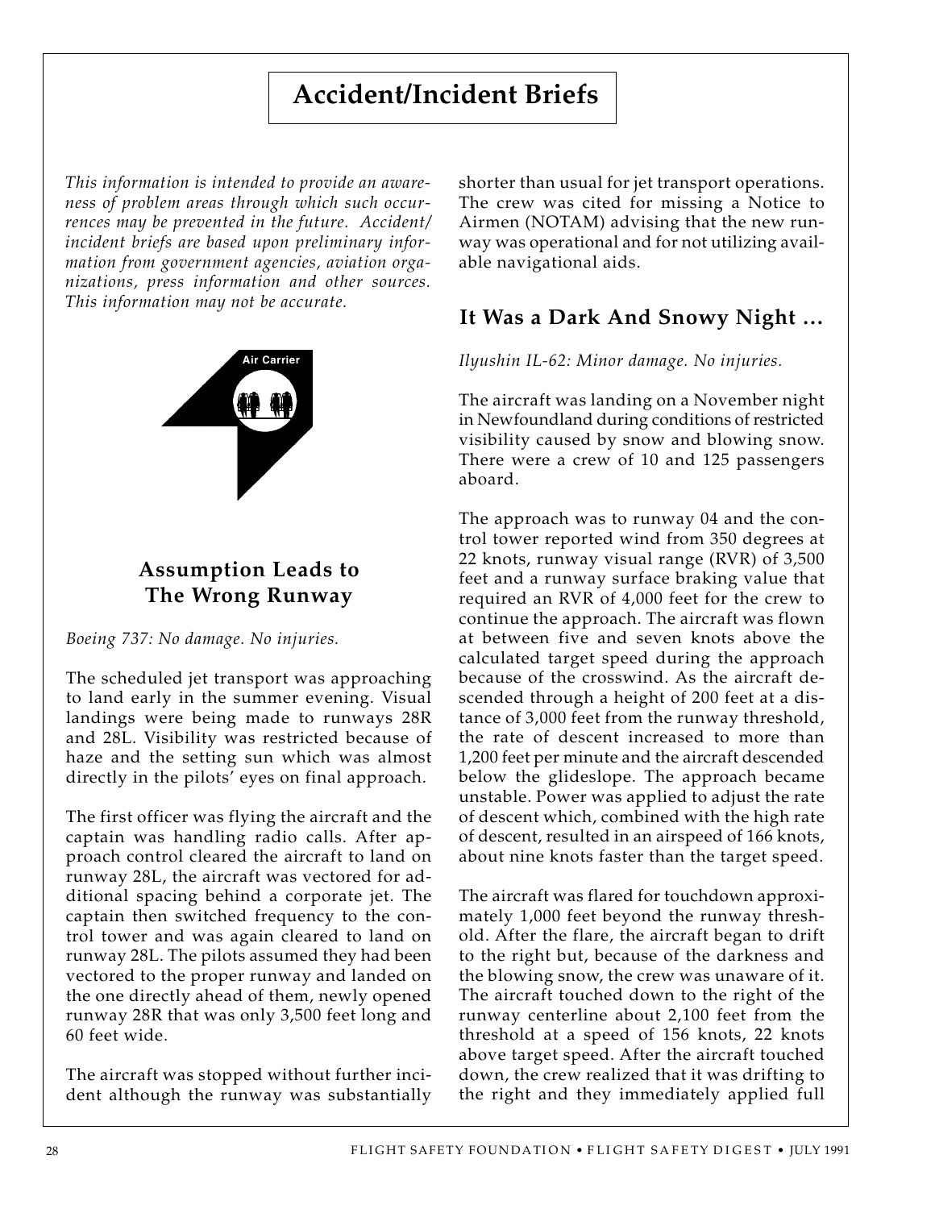# Accident/Incident Briefs

*This information is intended to provide an awareness of problem areas through which such occurrences may be prevented in the future. Accident/incident briefs are based upon preliminary information from government agencies, aviation organizations, press information and other sources. This information may not be accurate.*

Air Carrier

## Assumption Leads to The Wrong Runway

*Boeing 737: No damage. No injuries.*

The scheduled jet transport was approaching to land early in the summer evening. Visual landings were being made to runways 28R and 28L. Visibility was restricted because of haze and the setting sun which was almost directly in the pilots' eyes on final approach.

The first officer was flying the aircraft and the captain was handling radio calls. After approach control cleared the aircraft to land on runway 28L, the aircraft was vectored for additional spacing behind a corporate jet. The captain then switched frequency to the control tower and was again cleared to land on runway 28L. The pilots assumed they had been vectored to the proper runway and landed on the one directly ahead of them, newly opened runway 28R that was only 3,500 feet long and 60 feet wide.

The aircraft was stopped without further incident although the runway was substantially shorter than usual for jet transport operations. The crew was cited for missing a Notice to Airmen (NOTAM) advising that the new runway was operational and for not utilizing available navigational aids.

## It Was a Dark And Snowy Night ...

*Ilyushin IL-62: Minor damage. No injuries.*

The aircraft was landing on a November night in Newfoundland during conditions of restricted visibility caused by snow and blowing snow. There were a crew of 10 and 125 passengers aboard.

The approach was to runway 04 and the control tower reported wind from 350 degrees at 22 knots, runway visual range (RVR) of 3,500 feet and a runway surface braking value that required an RVR of 4,000 feet for the crew to continue the approach. The aircraft was flown at between five and seven knots above the calculated target speed during the approach because of the crosswind. As the aircraft descended through a height of 200 feet at a distance of 3,000 feet from the runway threshold, the rate of descent increased to more than 1,200 feet per minute and the aircraft descended below the glideslope. The approach became unstable. Power was applied to adjust the rate of descent which, combined with the high rate of descent, resulted in an airspeed of 166 knots, about nine knots faster than the target speed.

The aircraft was flared for touchdown approximately 1,000 feet beyond the runway threshold. After the flare, the aircraft began to drift to the right but, because of the darkness and the blowing snow, the crew was unaware of it. The aircraft touched down to the right of the runway centerline about 2,100 feet from the threshold at a speed of 156 knots, 22 knots above target speed. After the aircraft touched down, the crew realized that it was drifting to the right and they immediately applied full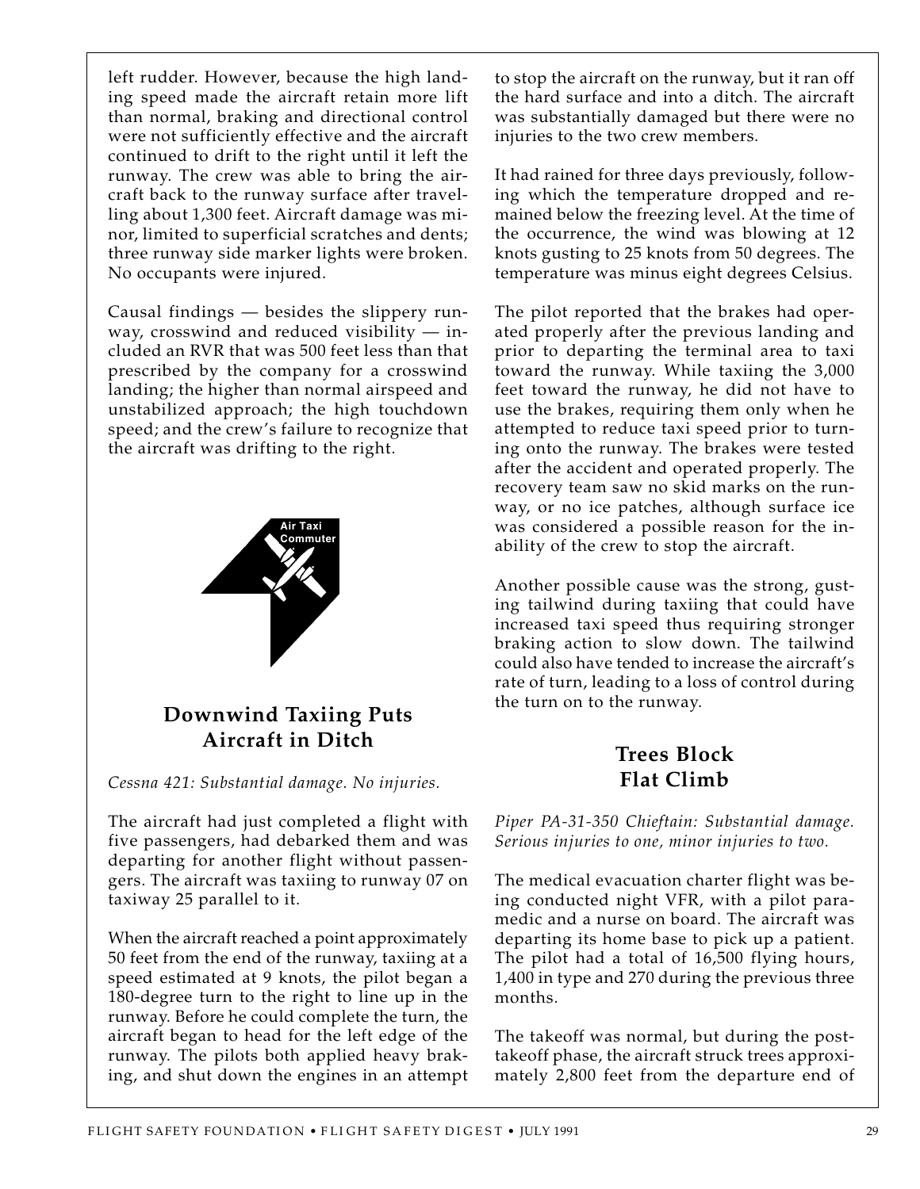left rudder. However, because the high landing speed made the aircraft retain more lift than normal, braking and directional control were not sufficiently effective and the aircraft continued to drift to the right until it left the runway. The crew was able to bring the aircraft back to the runway surface after travelling about 1,300 feet. Aircraft damage was minor, limited to superficial scratches and dents; three runway side marker lights were broken. No occupants were injured.

Causal findings — besides the slippery runway, crosswind and reduced visibility — included an RVR that was 500 feet less than that prescribed by the company for a crosswind landing; the higher than normal airspeed and unstabilized approach; the high touchdown speed; and the crew's failure to recognize that the aircraft was drifting to the right.

Air Taxi Commuter

## Downwind Taxiing Puts Aircraft in Ditch

*Cessna 421: Substantial damage. No injuries.*

The aircraft had just completed a flight with five passengers, had debarked them and was departing for another flight without passengers. The aircraft was taxiing to runway 07 on taxiway 25 parallel to it.

When the aircraft reached a point approximately 50 feet from the end of the runway, taxiing at a speed estimated at 9 knots, the pilot began a 180-degree turn to the right to line up in the runway. Before he could complete the turn, the aircraft began to head for the left edge of the runway. The pilots both applied heavy braking, and shut down the engines in an attempt to stop the aircraft on the runway, but it ran off the hard surface and into a ditch. The aircraft was substantially damaged but there were no injuries to the two crew members.

It had rained for three days previously, following which the temperature dropped and remained below the freezing level. At the time of the occurrence, the wind was blowing at 12 knots gusting to 25 knots from 50 degrees. The temperature was minus eight degrees Celsius.

The pilot reported that the brakes had operated properly after the previous landing and prior to departing the terminal area to taxi toward the runway. While taxiing the 3,000 feet toward the runway, he did not have to use the brakes, requiring them only when he attempted to reduce taxi speed prior to turning onto the runway. The brakes were tested after the accident and operated properly. The recovery team saw no skid marks on the runway, or no ice patches, although surface ice was considered a possible reason for the inability of the crew to stop the aircraft.

Another possible cause was the strong, gusting tailwind during taxiing that could have increased taxi speed thus requiring stronger braking action to slow down. The tailwind could also have tended to increase the aircraft's rate of turn, leading to a loss of control during the turn on to the runway.

## Trees Block Flat Climb

*Piper PA-31-350 Chieftain: Substantial damage. Serious injuries to one, minor injuries to two.*

The medical evacuation charter flight was being conducted night VFR, with a pilot paramedic and a nurse on board. The aircraft was departing its home base to pick up a patient. The pilot had a total of 16,500 flying hours, 1,400 in type and 270 during the previous three months.

The takeoff was normal, but during the post-takeoff phase, the aircraft struck trees approximately 2,800 feet from the departure end of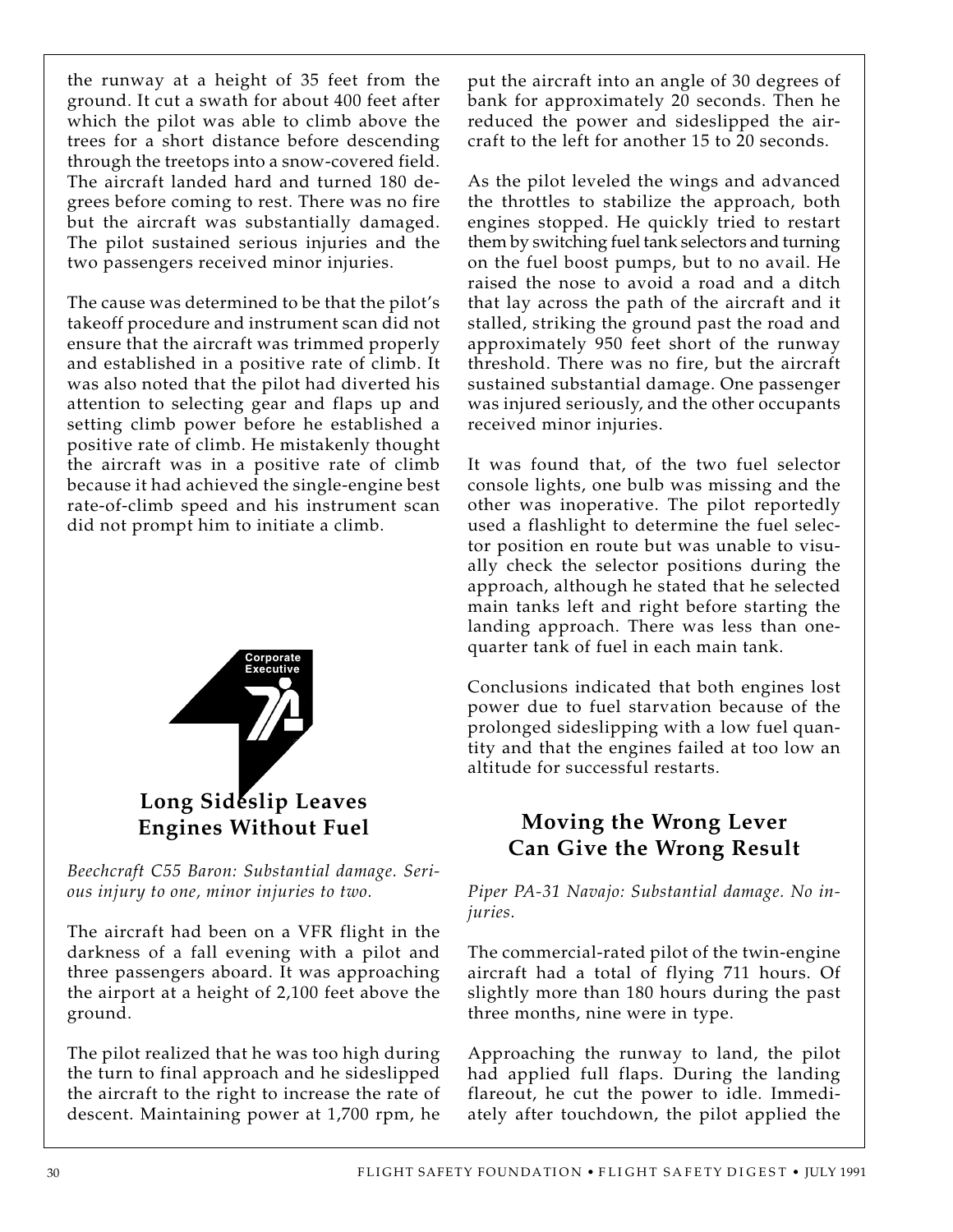the runway at a height of 35 feet from the ground. It cut a swath for about 400 feet after which the pilot was able to climb above the trees for a short distance before descending through the treetops into a snow-covered field. The aircraft landed hard and turned 180 degrees before coming to rest. There was no fire but the aircraft was substantially damaged. The pilot sustained serious injuries and the two passengers received minor injuries.

The cause was determined to be that the pilot's takeoff procedure and instrument scan did not ensure that the aircraft was trimmed properly and established in a positive rate of climb. It was also noted that the pilot had diverted his attention to selecting gear and flaps up and setting climb power before he established a positive rate of climb. He mistakenly thought the aircraft was in a positive rate of climb because it had achieved the single-engine best rate-of-climb speed and his instrument scan did not prompt him to initiate a climb.

Corporate Executive

## Long Sideslip Leaves Engines Without Fuel

*Beechcraft C55 Baron: Substantial damage. Serious injury to one, minor injuries to two.*

The aircraft had been on a VFR flight in the darkness of a fall evening with a pilot and three passengers aboard. It was approaching the airport at a height of 2,100 feet above the ground.

The pilot realized that he was too high during the turn to final approach and he sideslipped the aircraft to the right to increase the rate of descent. Maintaining power at 1,700 rpm, he put the aircraft into an angle of 30 degrees of bank for approximately 20 seconds. Then he reduced the power and sideslipped the aircraft to the left for another 15 to 20 seconds.

As the pilot leveled the wings and advanced the throttles to stabilize the approach, both engines stopped. He quickly tried to restart them by switching fuel tank selectors and turning on the fuel boost pumps, but to no avail. He raised the nose to avoid a road and a ditch that lay across the path of the aircraft and it stalled, striking the ground past the road and approximately 950 feet short of the runway threshold. There was no fire, but the aircraft sustained substantial damage. One passenger was injured seriously, and the other occupants received minor injuries.

It was found that, of the two fuel selector console lights, one bulb was missing and the other was inoperative. The pilot reportedly used a flashlight to determine the fuel selector position en route but was unable to visually check the selector positions during the approach, although he stated that he selected main tanks left and right before starting the landing approach. There was less than one-quarter tank of fuel in each main tank.

Conclusions indicated that both engines lost power due to fuel starvation because of the prolonged sideslipping with a low fuel quantity and that the engines failed at too low an altitude for successful restarts.

## Moving the Wrong Lever Can Give the Wrong Result

*Piper PA-31 Navajo: Substantial damage. No injuries.*

The commercial-rated pilot of the twin-engine aircraft had a total of flying 711 hours. Of slightly more than 180 hours during the past three months, nine were in type.

Approaching the runway to land, the pilot had applied full flaps. During the landing flareout, he cut the power to idle. Immediately after touchdown, the pilot applied the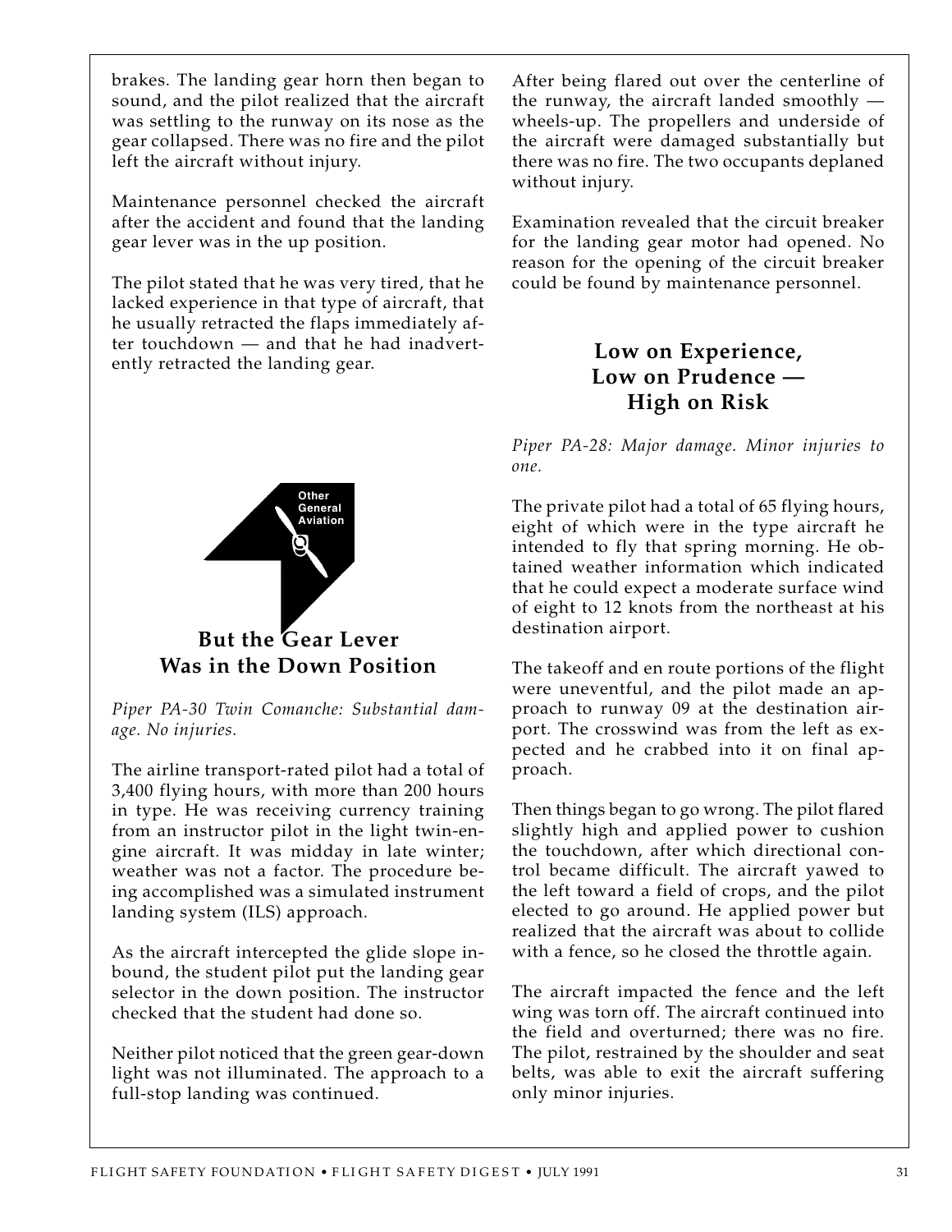brakes. The landing gear horn then began to sound, and the pilot realized that the aircraft was settling to the runway on its nose as the gear collapsed. There was no fire and the pilot left the aircraft without injury.

Maintenance personnel checked the aircraft after the accident and found that the landing gear lever was in the up position.

The pilot stated that he was very tired, that he lacked experience in that type of aircraft, that he usually retracted the flaps immediately after touchdown — and that he had inadvertently retracted the landing gear.

Other General Aviation

## But the Gear Lever Was in the Down Position

*Piper PA-30 Twin Comanche: Substantial damage. No injuries.*

The airline transport-rated pilot had a total of 3,400 flying hours, with more than 200 hours in type. He was receiving currency training from an instructor pilot in the light twin-engine aircraft. It was midday in late winter; weather was not a factor. The procedure being accomplished was a simulated instrument landing system (ILS) approach.

As the aircraft intercepted the glide slope inbound, the student pilot put the landing gear selector in the down position. The instructor checked that the student had done so.

Neither pilot noticed that the green gear-down light was not illuminated. The approach to a full-stop landing was continued.

After being flared out over the centerline of the runway, the aircraft landed smoothly — wheels-up. The propellers and underside of the aircraft were damaged substantially but there was no fire. The two occupants deplaned without injury.

Examination revealed that the circuit breaker for the landing gear motor had opened. No reason for the opening of the circuit breaker could be found by maintenance personnel.

## Low on Experience, Low on Prudence — High on Risk

*Piper PA-28: Major damage. Minor injuries to one.*

The private pilot had a total of 65 flying hours, eight of which were in the type aircraft he intended to fly that spring morning. He obtained weather information which indicated that he could expect a moderate surface wind of eight to 12 knots from the northeast at his destination airport.

The takeoff and en route portions of the flight were uneventful, and the pilot made an approach to runway 09 at the destination airport. The crosswind was from the left as expected and he crabbed into it on final approach.

Then things began to go wrong. The pilot flared slightly high and applied power to cushion the touchdown, after which directional control became difficult. The aircraft yawed to the left toward a field of crops, and the pilot elected to go around. He applied power but realized that the aircraft was about to collide with a fence, so he closed the throttle again.

The aircraft impacted the fence and the left wing was torn off. The aircraft continued into the field and overturned; there was no fire. The pilot, restrained by the shoulder and seat belts, was able to exit the aircraft suffering only minor injuries.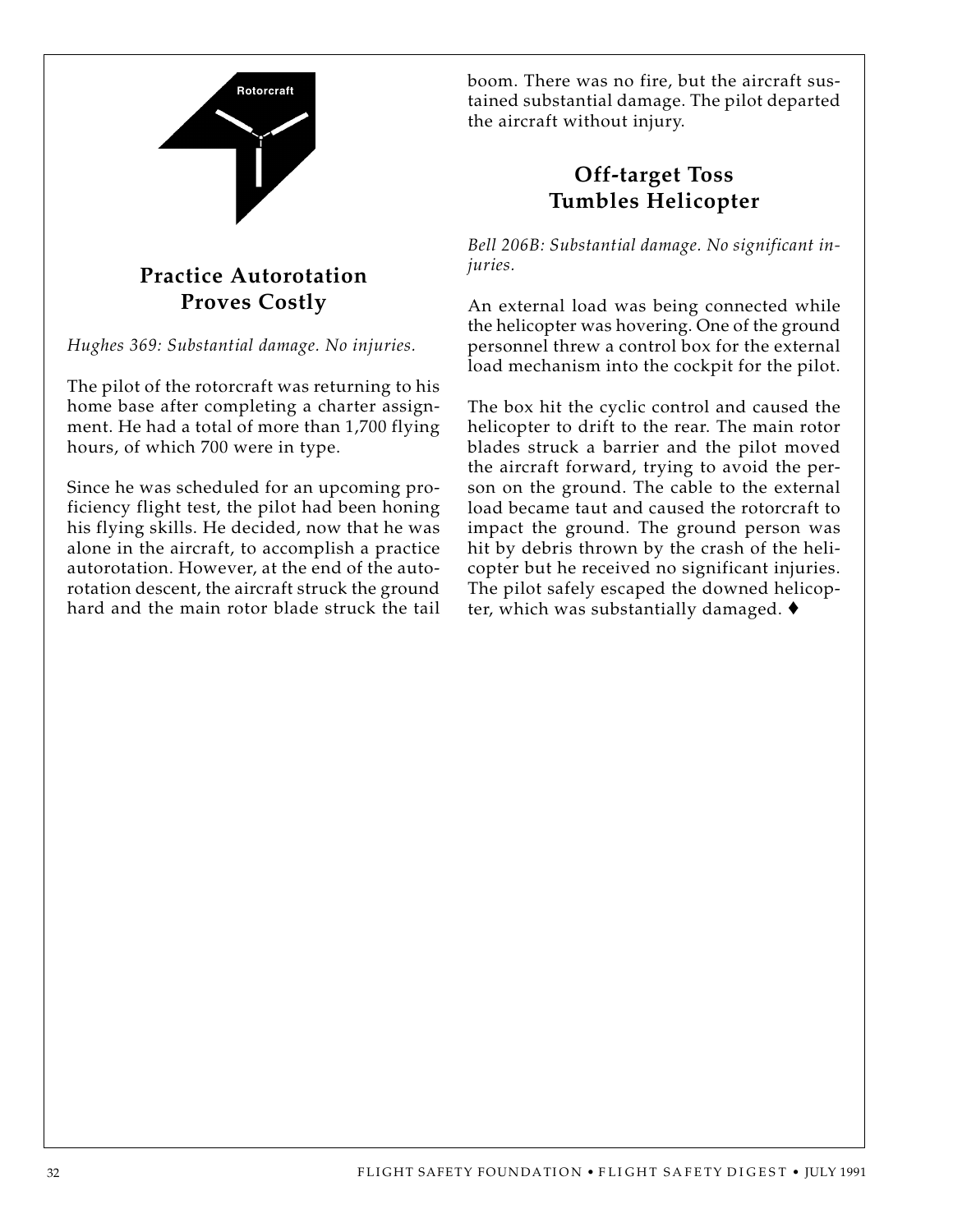Rotorcraft

## Practice Autorotation Proves Costly

*Hughes 369: Substantial damage. No injuries.*

The pilot of the rotorcraft was returning to his home base after completing a charter assignment. He had a total of more than 1,700 flying hours, of which 700 were in type.

Since he was scheduled for an upcoming proficiency flight test, the pilot had been honing his flying skills. He decided, now that he was alone in the aircraft, to accomplish a practice autorotation. However, at the end of the autorotation descent, the aircraft struck the ground hard and the main rotor blade struck the tail boom. There was no fire, but the aircraft sustained substantial damage. The pilot departed the aircraft without injury.

## Off-target Toss Tumbles Helicopter

*Bell 206B: Substantial damage. No significant injuries.*

An external load was being connected while the helicopter was hovering. One of the ground personnel threw a control box for the external load mechanism into the cockpit for the pilot.

The box hit the cyclic control and caused the helicopter to drift to the rear. The main rotor blades struck a barrier and the pilot moved the aircraft forward, trying to avoid the person on the ground. The cable to the external load became taut and caused the rotorcraft to impact the ground. The ground person was hit by debris thrown by the crash of the helicopter but he received no significant injuries. The pilot safely escaped the downed helicopter, which was substantially damaged. ♦